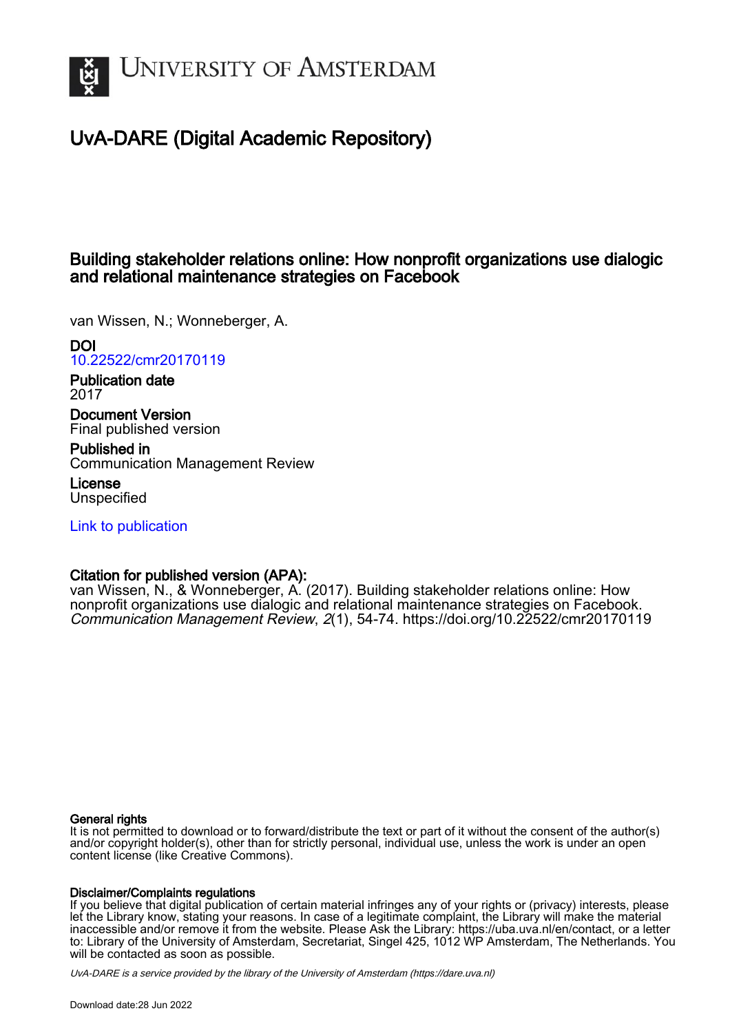# University of Amsterdam

## UvA-DARE (Digital Academic Repository)

### Building stakeholder relations online: How nonprofit organizations use dialogic and relational maintenance strategies on Facebook

van Wissen, N.; Wonneberger, A.

**DOI**
10.22522/cmr20170119

**Publication date**
2017

**Document Version**
Final published version

**Published in**
Communication Management Review

**License**
Unspecified

Link to publication

**Citation for published version (APA):**
van Wissen, N., & Wonneberger, A. (2017). Building stakeholder relations online: How nonprofit organizations use dialogic and relational maintenance strategies on Facebook. *Communication Management Review*, *2*(1), 54-74. https://doi.org/10.22522/cmr20170119

**General rights**
It is not permitted to download or to forward/distribute the text or part of it without the consent of the author(s) and/or copyright holder(s), other than for strictly personal, individual use, unless the work is under an open content license (like Creative Commons).

**Disclaimer/Complaints regulations**
If you believe that digital publication of certain material infringes any of your rights or (privacy) interests, please let the Library know, stating your reasons. In case of a legitimate complaint, the Library will make the material inaccessible and/or remove it from the website. Please Ask the Library: https://uba.uva.nl/en/contact, or a letter to: Library of the University of Amsterdam, Secretariat, Singel 425, 1012 WP Amsterdam, The Netherlands. You will be contacted as soon as possible.

*UvA-DARE is a service provided by the library of the University of Amsterdam (https://dare.uva.nl)*

Download date:28 Jun 2022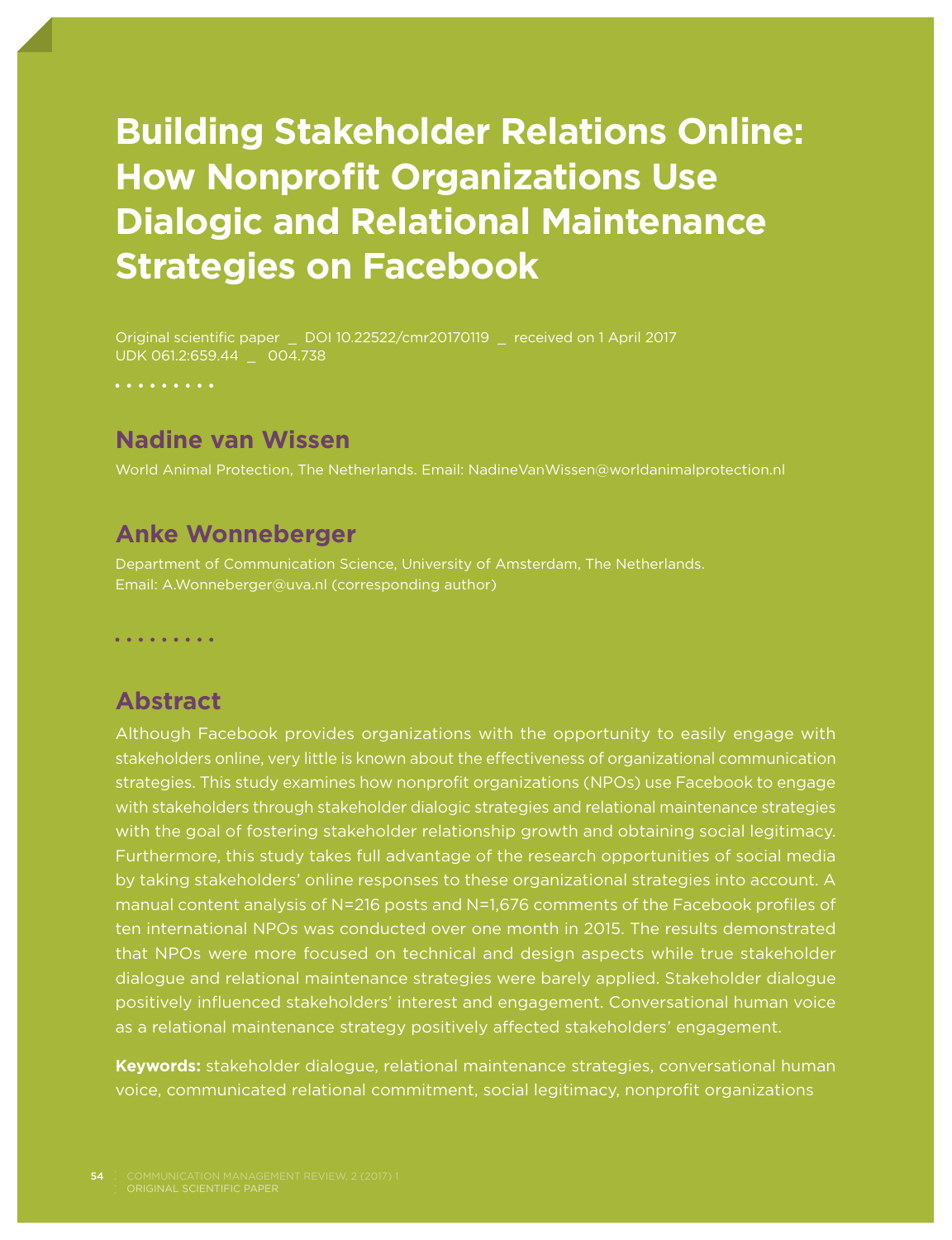# Building Stakeholder Relations Online: How Nonprofit Organizations Use Dialogic and Relational Maintenance Strategies on Facebook

Original scientific paper _ DOI 10.22522/cmr20170119 _ received on 1 April 2017
UDK 061.2:659.44 _ 004.738

## Nadine van Wissen

World Animal Protection, The Netherlands. Email: NadineVanWissen@worldanimalprotection.nl

## Anke Wonneberger

Department of Communication Science, University of Amsterdam, The Netherlands.
Email: A.Wonneberger@uva.nl (corresponding author)

## Abstract

Although Facebook provides organizations with the opportunity to easily engage with stakeholders online, very little is known about the effectiveness of organizational communication strategies. This study examines how nonprofit organizations (NPOs) use Facebook to engage with stakeholders through stakeholder dialogic strategies and relational maintenance strategies with the goal of fostering stakeholder relationship growth and obtaining social legitimacy. Furthermore, this study takes full advantage of the research opportunities of social media by taking stakeholders' online responses to these organizational strategies into account. A manual content analysis of N=216 posts and N=1,676 comments of the Facebook profiles of ten international NPOs was conducted over one month in 2015. The results demonstrated that NPOs were more focused on technical and design aspects while true stakeholder dialogue and relational maintenance strategies were barely applied. Stakeholder dialogue positively influenced stakeholders' interest and engagement. Conversational human voice as a relational maintenance strategy positively affected stakeholders' engagement.

**Keywords:** stakeholder dialogue, relational maintenance strategies, conversational human voice, communicated relational commitment, social legitimacy, nonprofit organizations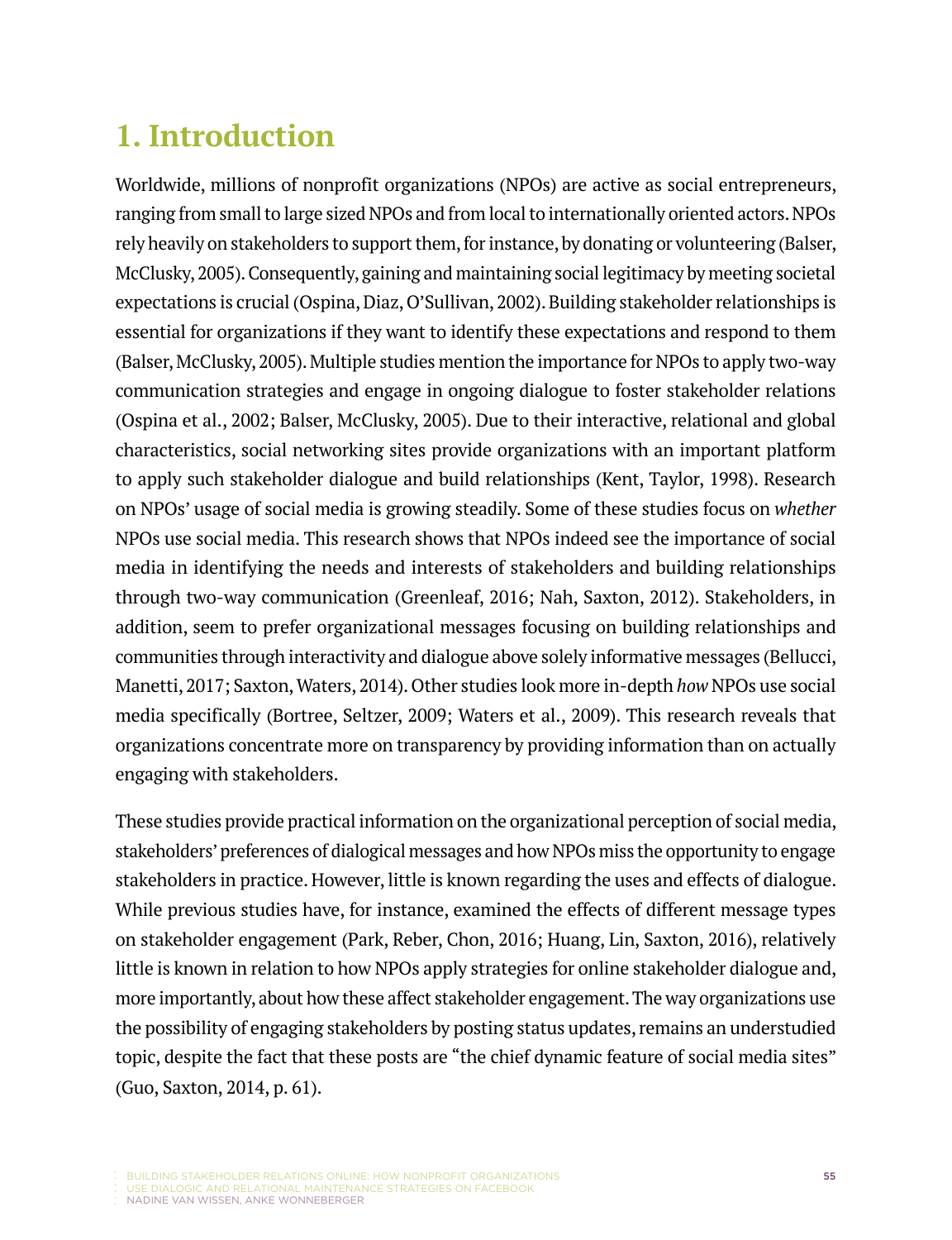# 1. Introduction

Worldwide, millions of nonprofit organizations (NPOs) are active as social entrepreneurs, ranging from small to large sized NPOs and from local to internationally oriented actors. NPOs rely heavily on stakeholders to support them, for instance, by donating or volunteering (Balser, McClusky, 2005). Consequently, gaining and maintaining social legitimacy by meeting societal expectations is crucial (Ospina, Diaz, O'Sullivan, 2002). Building stakeholder relationships is essential for organizations if they want to identify these expectations and respond to them (Balser, McClusky, 2005). Multiple studies mention the importance for NPOs to apply two-way communication strategies and engage in ongoing dialogue to foster stakeholder relations (Ospina et al., 2002; Balser, McClusky, 2005). Due to their interactive, relational and global characteristics, social networking sites provide organizations with an important platform to apply such stakeholder dialogue and build relationships (Kent, Taylor, 1998). Research on NPOs' usage of social media is growing steadily. Some of these studies focus on *whether* NPOs use social media. This research shows that NPOs indeed see the importance of social media in identifying the needs and interests of stakeholders and building relationships through two-way communication (Greenleaf, 2016; Nah, Saxton, 2012). Stakeholders, in addition, seem to prefer organizational messages focusing on building relationships and communities through interactivity and dialogue above solely informative messages (Bellucci, Manetti, 2017; Saxton, Waters, 2014). Other studies look more in-depth *how* NPOs use social media specifically (Bortree, Seltzer, 2009; Waters et al., 2009). This research reveals that organizations concentrate more on transparency by providing information than on actually engaging with stakeholders.

These studies provide practical information on the organizational perception of social media, stakeholders' preferences of dialogical messages and how NPOs miss the opportunity to engage stakeholders in practice. However, little is known regarding the uses and effects of dialogue. While previous studies have, for instance, examined the effects of different message types on stakeholder engagement (Park, Reber, Chon, 2016; Huang, Lin, Saxton, 2016), relatively little is known in relation to how NPOs apply strategies for online stakeholder dialogue and, more importantly, about how these affect stakeholder engagement. The way organizations use the possibility of engaging stakeholders by posting status updates, remains an understudied topic, despite the fact that these posts are "the chief dynamic feature of social media sites" (Guo, Saxton, 2014, p. 61).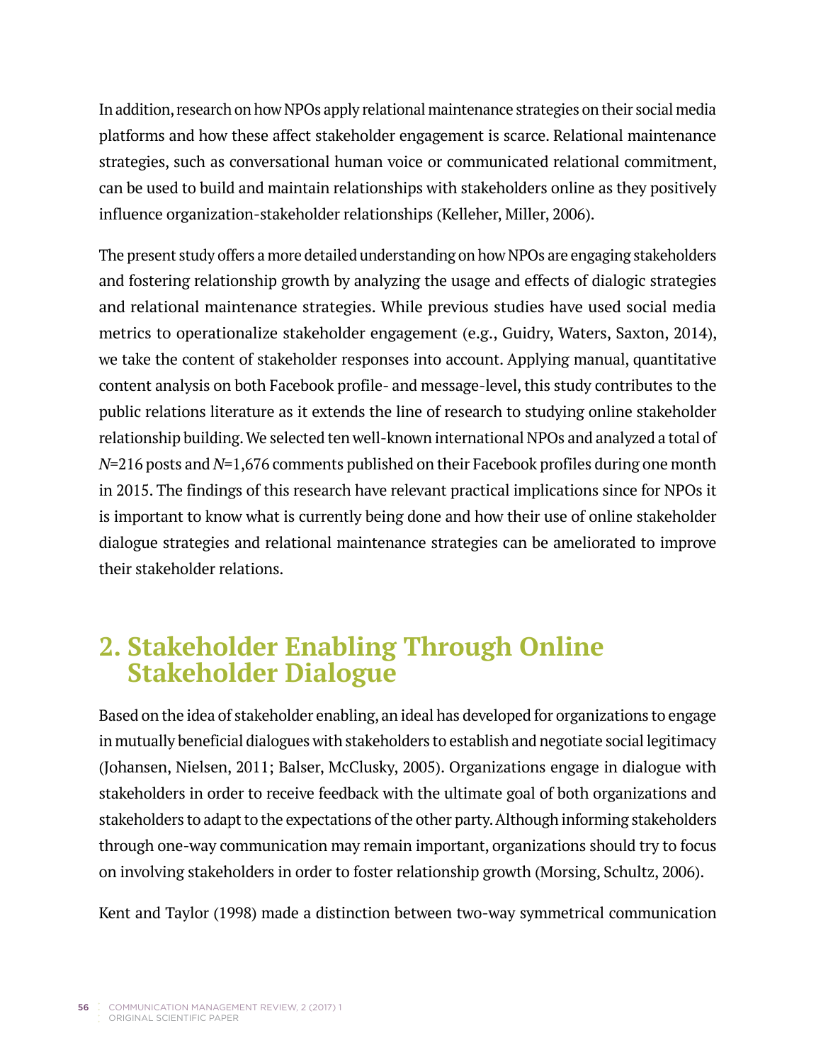In addition, research on how NPOs apply relational maintenance strategies on their social media platforms and how these affect stakeholder engagement is scarce. Relational maintenance strategies, such as conversational human voice or communicated relational commitment, can be used to build and maintain relationships with stakeholders online as they positively influence organization-stakeholder relationships (Kelleher, Miller, 2006).

The present study offers a more detailed understanding on how NPOs are engaging stakeholders and fostering relationship growth by analyzing the usage and effects of dialogic strategies and relational maintenance strategies. While previous studies have used social media metrics to operationalize stakeholder engagement (e.g., Guidry, Waters, Saxton, 2014), we take the content of stakeholder responses into account. Applying manual, quantitative content analysis on both Facebook profile- and message-level, this study contributes to the public relations literature as it extends the line of research to studying online stakeholder relationship building. We selected ten well-known international NPOs and analyzed a total of *N*=216 posts and *N*=1,676 comments published on their Facebook profiles during one month in 2015. The findings of this research have relevant practical implications since for NPOs it is important to know what is currently being done and how their use of online stakeholder dialogue strategies and relational maintenance strategies can be ameliorated to improve their stakeholder relations.

## 2. Stakeholder Enabling Through Online Stakeholder Dialogue

Based on the idea of stakeholder enabling, an ideal has developed for organizations to engage in mutually beneficial dialogues with stakeholders to establish and negotiate social legitimacy (Johansen, Nielsen, 2011; Balser, McClusky, 2005). Organizations engage in dialogue with stakeholders in order to receive feedback with the ultimate goal of both organizations and stakeholders to adapt to the expectations of the other party. Although informing stakeholders through one-way communication may remain important, organizations should try to focus on involving stakeholders in order to foster relationship growth (Morsing, Schultz, 2006).

Kent and Taylor (1998) made a distinction between two-way symmetrical communication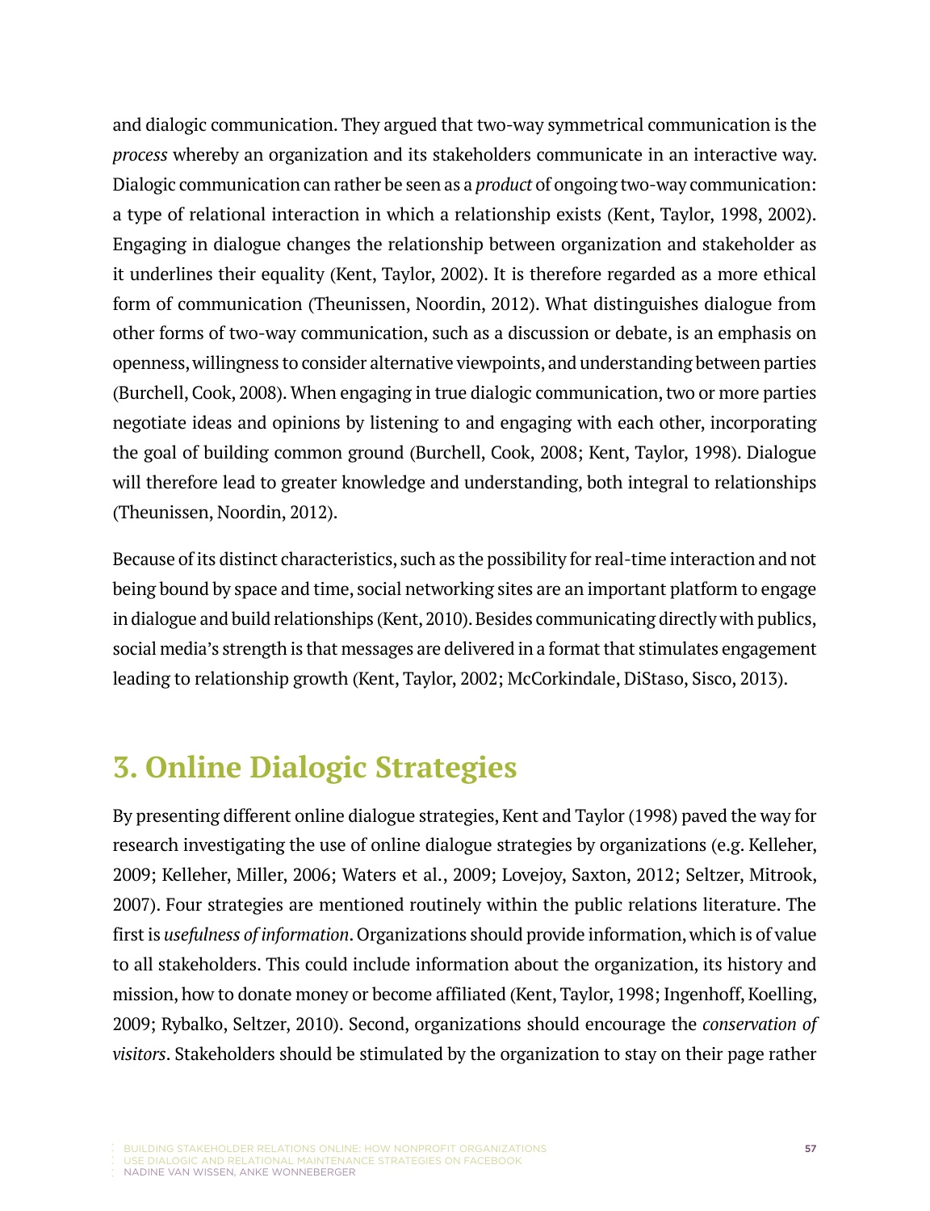and dialogic communication. They argued that two-way symmetrical communication is the *process* whereby an organization and its stakeholders communicate in an interactive way. Dialogic communication can rather be seen as a *product* of ongoing two-way communication: a type of relational interaction in which a relationship exists (Kent, Taylor, 1998, 2002). Engaging in dialogue changes the relationship between organization and stakeholder as it underlines their equality (Kent, Taylor, 2002). It is therefore regarded as a more ethical form of communication (Theunissen, Noordin, 2012). What distinguishes dialogue from other forms of two-way communication, such as a discussion or debate, is an emphasis on openness, willingness to consider alternative viewpoints, and understanding between parties (Burchell, Cook, 2008). When engaging in true dialogic communication, two or more parties negotiate ideas and opinions by listening to and engaging with each other, incorporating the goal of building common ground (Burchell, Cook, 2008; Kent, Taylor, 1998). Dialogue will therefore lead to greater knowledge and understanding, both integral to relationships (Theunissen, Noordin, 2012).

Because of its distinct characteristics, such as the possibility for real-time interaction and not being bound by space and time, social networking sites are an important platform to engage in dialogue and build relationships (Kent, 2010). Besides communicating directly with publics, social media's strength is that messages are delivered in a format that stimulates engagement leading to relationship growth (Kent, Taylor, 2002; McCorkindale, DiStaso, Sisco, 2013).

## 3. Online Dialogic Strategies

By presenting different online dialogue strategies, Kent and Taylor (1998) paved the way for research investigating the use of online dialogue strategies by organizations (e.g. Kelleher, 2009; Kelleher, Miller, 2006; Waters et al., 2009; Lovejoy, Saxton, 2012; Seltzer, Mitrook, 2007). Four strategies are mentioned routinely within the public relations literature. The first is *usefulness of information*. Organizations should provide information, which is of value to all stakeholders. This could include information about the organization, its history and mission, how to donate money or become affiliated (Kent, Taylor, 1998; Ingenhoff, Koelling, 2009; Rybalko, Seltzer, 2010). Second, organizations should encourage the *conservation of visitors*. Stakeholders should be stimulated by the organization to stay on their page rather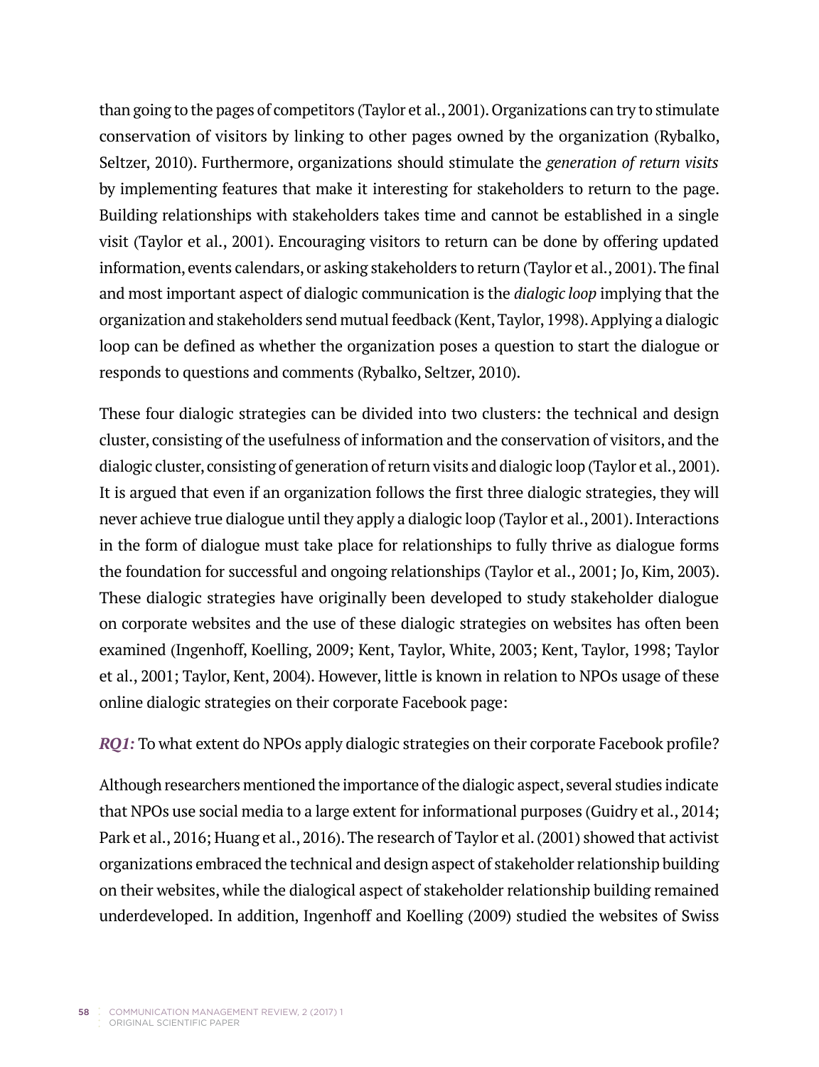than going to the pages of competitors (Taylor et al., 2001). Organizations can try to stimulate conservation of visitors by linking to other pages owned by the organization (Rybalko, Seltzer, 2010). Furthermore, organizations should stimulate the *generation of return visits* by implementing features that make it interesting for stakeholders to return to the page. Building relationships with stakeholders takes time and cannot be established in a single visit (Taylor et al., 2001). Encouraging visitors to return can be done by offering updated information, events calendars, or asking stakeholders to return (Taylor et al., 2001). The final and most important aspect of dialogic communication is the *dialogic loop* implying that the organization and stakeholders send mutual feedback (Kent, Taylor, 1998). Applying a dialogic loop can be defined as whether the organization poses a question to start the dialogue or responds to questions and comments (Rybalko, Seltzer, 2010).

These four dialogic strategies can be divided into two clusters: the technical and design cluster, consisting of the usefulness of information and the conservation of visitors, and the dialogic cluster, consisting of generation of return visits and dialogic loop (Taylor et al., 2001). It is argued that even if an organization follows the first three dialogic strategies, they will never achieve true dialogue until they apply a dialogic loop (Taylor et al., 2001). Interactions in the form of dialogue must take place for relationships to fully thrive as dialogue forms the foundation for successful and ongoing relationships (Taylor et al., 2001; Jo, Kim, 2003). These dialogic strategies have originally been developed to study stakeholder dialogue on corporate websites and the use of these dialogic strategies on websites has often been examined (Ingenhoff, Koelling, 2009; Kent, Taylor, White, 2003; Kent, Taylor, 1998; Taylor et al., 2001; Taylor, Kent, 2004). However, little is known in relation to NPOs usage of these online dialogic strategies on their corporate Facebook page:

***RQ1:*** To what extent do NPOs apply dialogic strategies on their corporate Facebook profile?

Although researchers mentioned the importance of the dialogic aspect, several studies indicate that NPOs use social media to a large extent for informational purposes (Guidry et al., 2014; Park et al., 2016; Huang et al., 2016). The research of Taylor et al. (2001) showed that activist organizations embraced the technical and design aspect of stakeholder relationship building on their websites, while the dialogical aspect of stakeholder relationship building remained underdeveloped. In addition, Ingenhoff and Koelling (2009) studied the websites of Swiss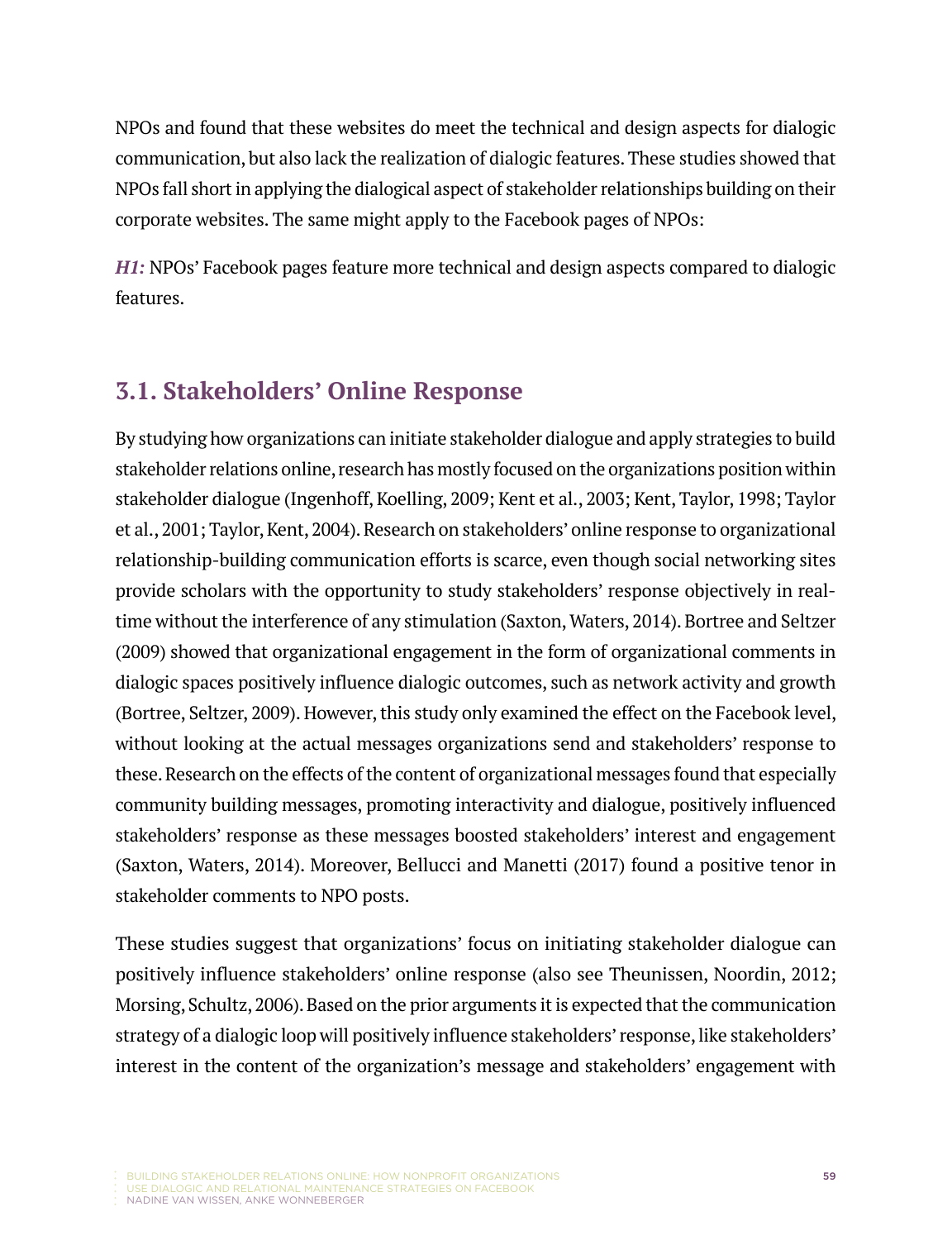NPOs and found that these websites do meet the technical and design aspects for dialogic communication, but also lack the realization of dialogic features. These studies showed that NPOs fall short in applying the dialogical aspect of stakeholder relationships building on their corporate websites. The same might apply to the Facebook pages of NPOs:

***H1:*** NPOs' Facebook pages feature more technical and design aspects compared to dialogic features.

## 3.1. Stakeholders' Online Response

By studying how organizations can initiate stakeholder dialogue and apply strategies to build stakeholder relations online, research has mostly focused on the organizations position within stakeholder dialogue (Ingenhoff, Koelling, 2009; Kent et al., 2003; Kent, Taylor, 1998; Taylor et al., 2001; Taylor, Kent, 2004). Research on stakeholders' online response to organizational relationship-building communication efforts is scarce, even though social networking sites provide scholars with the opportunity to study stakeholders' response objectively in real-time without the interference of any stimulation (Saxton, Waters, 2014). Bortree and Seltzer (2009) showed that organizational engagement in the form of organizational comments in dialogic spaces positively influence dialogic outcomes, such as network activity and growth (Bortree, Seltzer, 2009). However, this study only examined the effect on the Facebook level, without looking at the actual messages organizations send and stakeholders' response to these. Research on the effects of the content of organizational messages found that especially community building messages, promoting interactivity and dialogue, positively influenced stakeholders' response as these messages boosted stakeholders' interest and engagement (Saxton, Waters, 2014). Moreover, Bellucci and Manetti (2017) found a positive tenor in stakeholder comments to NPO posts.

These studies suggest that organizations' focus on initiating stakeholder dialogue can positively influence stakeholders' online response (also see Theunissen, Noordin, 2012; Morsing, Schultz, 2006). Based on the prior arguments it is expected that the communication strategy of a dialogic loop will positively influence stakeholders' response, like stakeholders' interest in the content of the organization's message and stakeholders' engagement with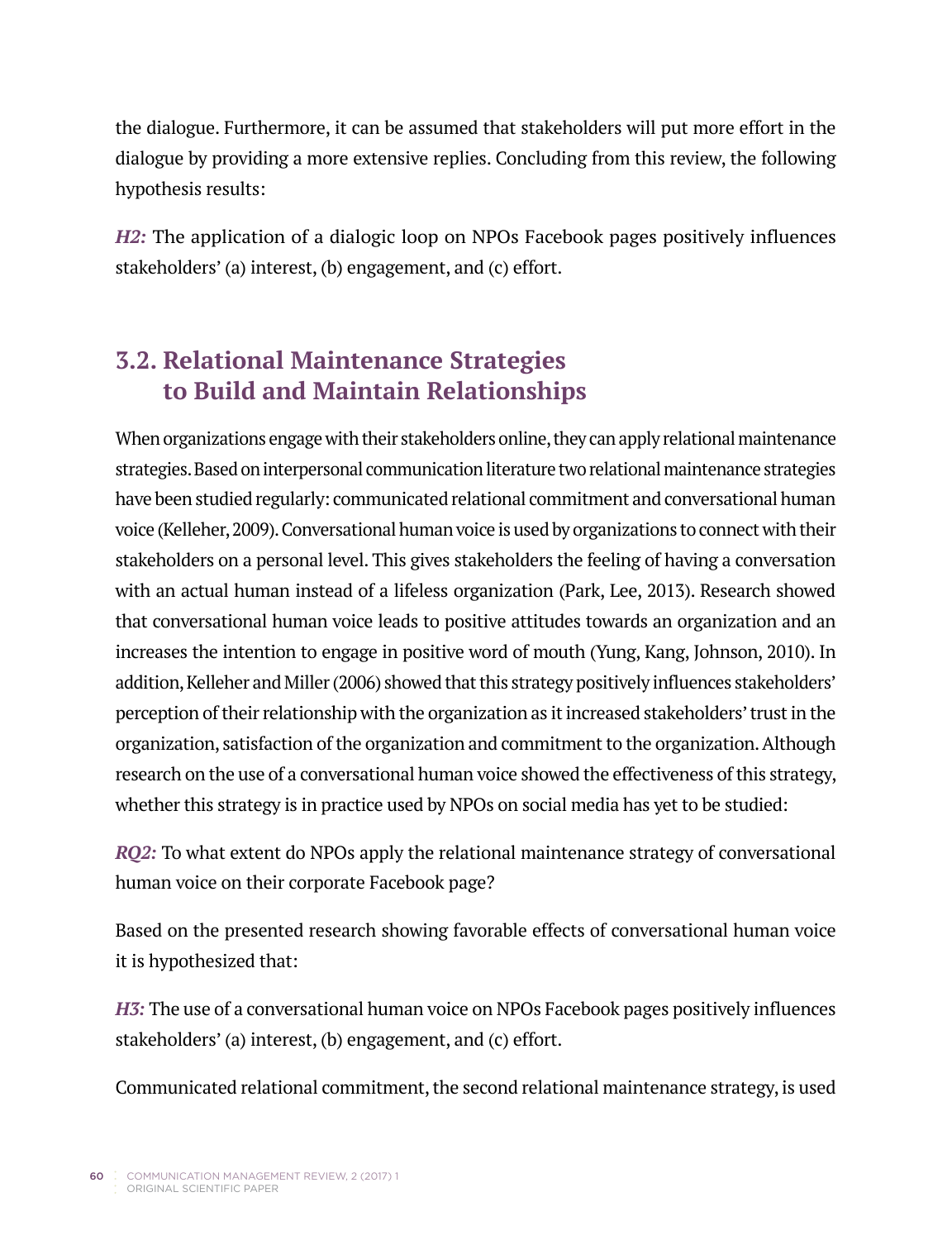the dialogue. Furthermore, it can be assumed that stakeholders will put more effort in the dialogue by providing a more extensive replies. Concluding from this review, the following hypothesis results:

***H2:*** The application of a dialogic loop on NPOs Facebook pages positively influences stakeholders' (a) interest, (b) engagement, and (c) effort.

## 3.2. Relational Maintenance Strategies to Build and Maintain Relationships

When organizations engage with their stakeholders online, they can apply relational maintenance strategies. Based on interpersonal communication literature two relational maintenance strategies have been studied regularly: communicated relational commitment and conversational human voice (Kelleher, 2009). Conversational human voice is used by organizations to connect with their stakeholders on a personal level. This gives stakeholders the feeling of having a conversation with an actual human instead of a lifeless organization (Park, Lee, 2013). Research showed that conversational human voice leads to positive attitudes towards an organization and an increases the intention to engage in positive word of mouth (Yung, Kang, Johnson, 2010). In addition, Kelleher and Miller (2006) showed that this strategy positively influences stakeholders' perception of their relationship with the organization as it increased stakeholders' trust in the organization, satisfaction of the organization and commitment to the organization. Although research on the use of a conversational human voice showed the effectiveness of this strategy, whether this strategy is in practice used by NPOs on social media has yet to be studied:

***RQ2:*** To what extent do NPOs apply the relational maintenance strategy of conversational human voice on their corporate Facebook page?

Based on the presented research showing favorable effects of conversational human voice it is hypothesized that:

***H3:*** The use of a conversational human voice on NPOs Facebook pages positively influences stakeholders' (a) interest, (b) engagement, and (c) effort.

Communicated relational commitment, the second relational maintenance strategy, is used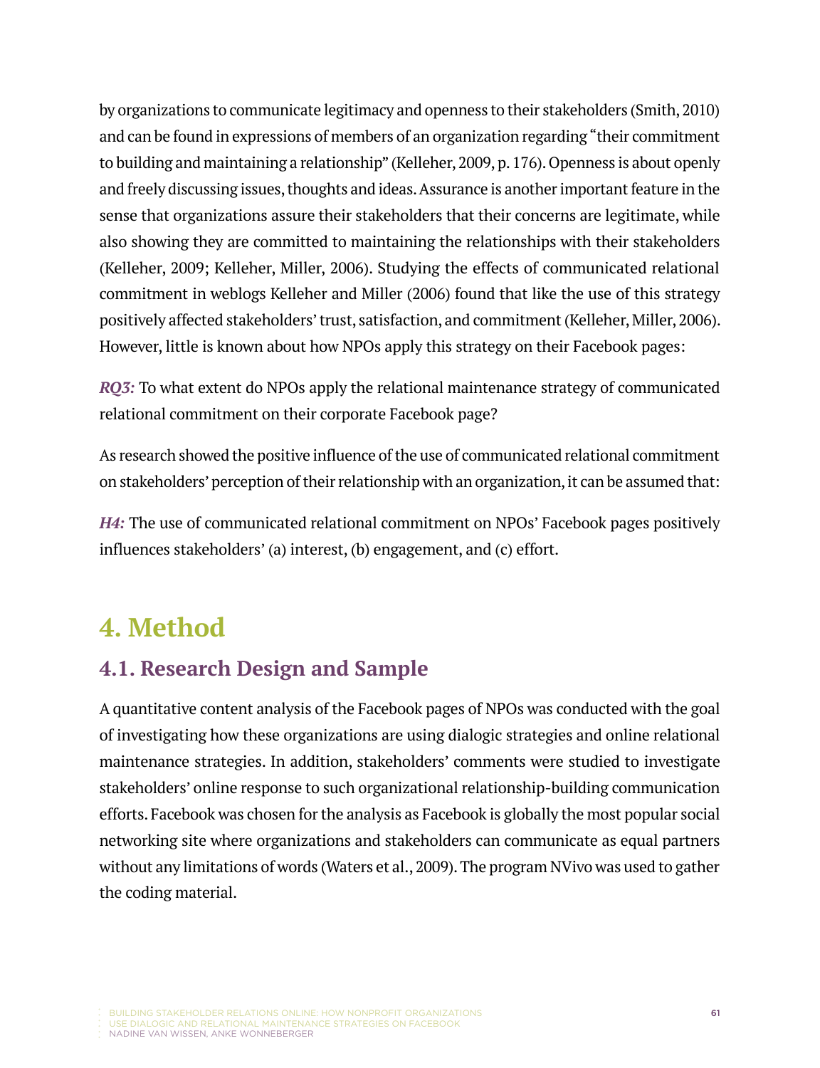by organizations to communicate legitimacy and openness to their stakeholders (Smith, 2010) and can be found in expressions of members of an organization regarding "their commitment to building and maintaining a relationship" (Kelleher, 2009, p. 176). Openness is about openly and freely discussing issues, thoughts and ideas. Assurance is another important feature in the sense that organizations assure their stakeholders that their concerns are legitimate, while also showing they are committed to maintaining the relationships with their stakeholders (Kelleher, 2009; Kelleher, Miller, 2006). Studying the effects of communicated relational commitment in weblogs Kelleher and Miller (2006) found that like the use of this strategy positively affected stakeholders' trust, satisfaction, and commitment (Kelleher, Miller, 2006). However, little is known about how NPOs apply this strategy on their Facebook pages:

***RQ3:*** To what extent do NPOs apply the relational maintenance strategy of communicated relational commitment on their corporate Facebook page?

As research showed the positive influence of the use of communicated relational commitment on stakeholders' perception of their relationship with an organization, it can be assumed that:

***H4:*** The use of communicated relational commitment on NPOs' Facebook pages positively influences stakeholders' (a) interest, (b) engagement, and (c) effort.

# 4. Method

## 4.1. Research Design and Sample

A quantitative content analysis of the Facebook pages of NPOs was conducted with the goal of investigating how these organizations are using dialogic strategies and online relational maintenance strategies. In addition, stakeholders' comments were studied to investigate stakeholders' online response to such organizational relationship-building communication efforts. Facebook was chosen for the analysis as Facebook is globally the most popular social networking site where organizations and stakeholders can communicate as equal partners without any limitations of words (Waters et al., 2009). The program NVivo was used to gather the coding material.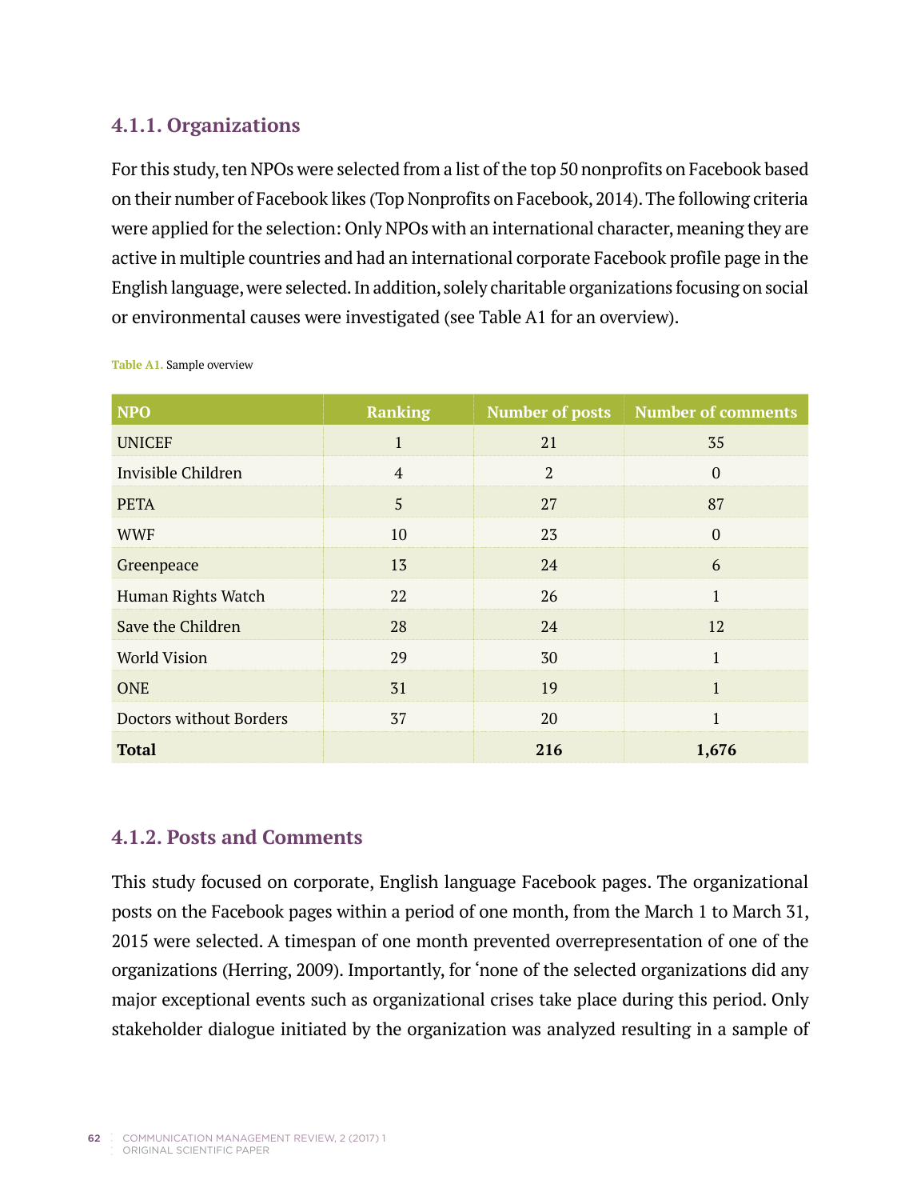#### 4.1.1. Organizations

For this study, ten NPOs were selected from a list of the top 50 nonprofits on Facebook based on their number of Facebook likes (Top Nonprofits on Facebook, 2014). The following criteria were applied for the selection: Only NPOs with an international character, meaning they are active in multiple countries and had an international corporate Facebook profile page in the English language, were selected. In addition, solely charitable organizations focusing on social or environmental causes were investigated (see Table A1 for an overview).

**Table A1.** Sample overview

| NPO | Ranking | Number of posts | Number of comments |
|---|---|---|---|
| UNICEF | 1 | 21 | 35 |
| Invisible Children | 4 | 2 | 0 |
| PETA | 5 | 27 | 87 |
| WWF | 10 | 23 | 0 |
| Greenpeace | 13 | 24 | 6 |
| Human Rights Watch | 22 | 26 | 1 |
| Save the Children | 28 | 24 | 12 |
| World Vision | 29 | 30 | 1 |
| ONE | 31 | 19 | 1 |
| Doctors without Borders | 37 | 20 | 1 |
| **Total** | | **216** | **1,676** |

#### 4.1.2. Posts and Comments

This study focused on corporate, English language Facebook pages. The organizational posts on the Facebook pages within a period of one month, from the March 1 to March 31, 2015 were selected. A timespan of one month prevented overrepresentation of one of the organizations (Herring, 2009). Importantly, for 'none of the selected organizations did any major exceptional events such as organizational crises take place during this period. Only stakeholder dialogue initiated by the organization was analyzed resulting in a sample of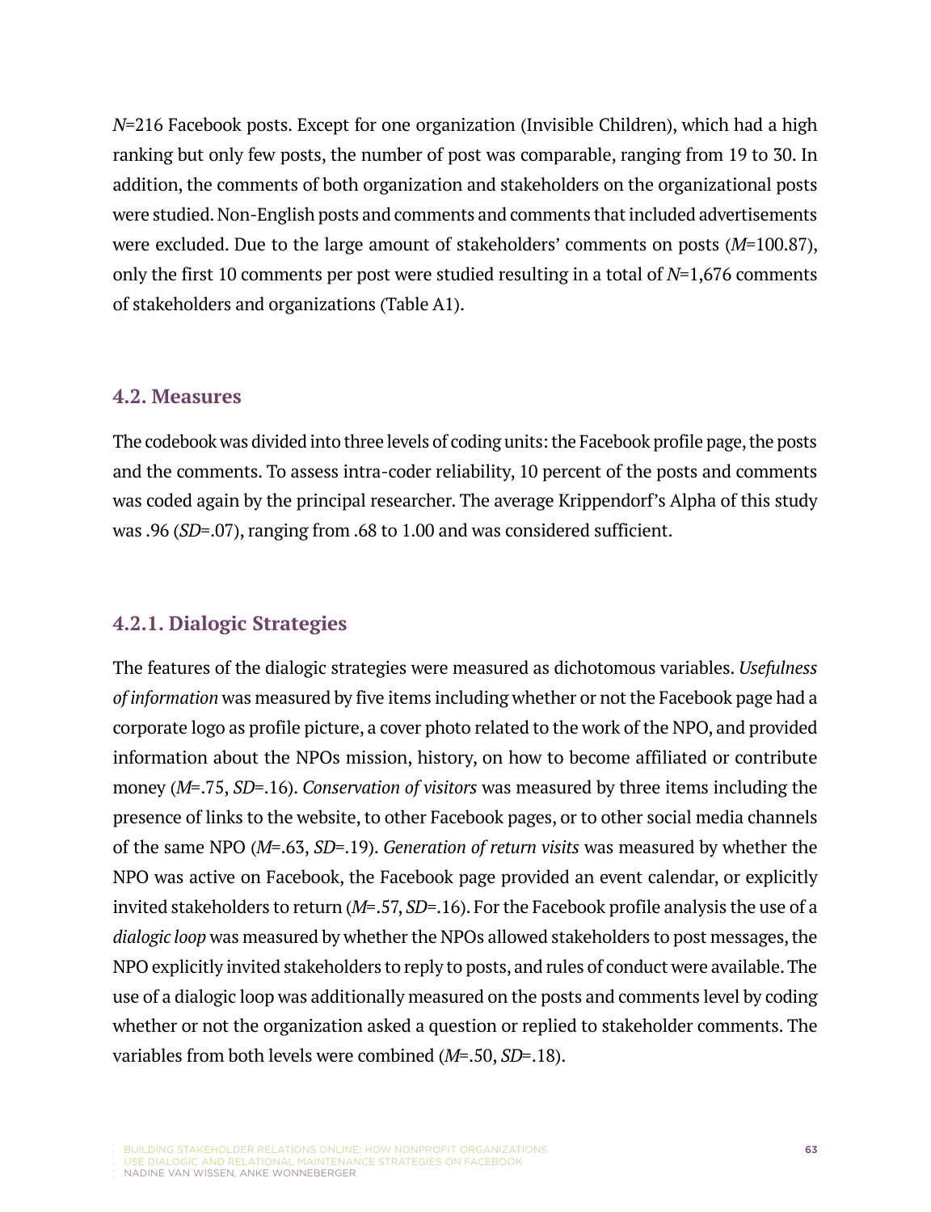*N*=216 Facebook posts. Except for one organization (Invisible Children), which had a high ranking but only few posts, the number of post was comparable, ranging from 19 to 30. In addition, the comments of both organization and stakeholders on the organizational posts were studied. Non-English posts and comments and comments that included advertisements were excluded. Due to the large amount of stakeholders' comments on posts (*M*=100.87), only the first 10 comments per post were studied resulting in a total of *N*=1,676 comments of stakeholders and organizations (Table A1).

### 4.2. Measures

The codebook was divided into three levels of coding units: the Facebook profile page, the posts and the comments. To assess intra-coder reliability, 10 percent of the posts and comments was coded again by the principal researcher. The average Krippendorf's Alpha of this study was .96 (*SD*=.07), ranging from .68 to 1.00 and was considered sufficient.

#### 4.2.1. Dialogic Strategies

The features of the dialogic strategies were measured as dichotomous variables. *Usefulness of information* was measured by five items including whether or not the Facebook page had a corporate logo as profile picture, a cover photo related to the work of the NPO, and provided information about the NPOs mission, history, on how to become affiliated or contribute money (*M*=.75, *SD*=.16). *Conservation of visitors* was measured by three items including the presence of links to the website, to other Facebook pages, or to other social media channels of the same NPO (*M*=.63, *SD*=.19). *Generation of return visits* was measured by whether the NPO was active on Facebook, the Facebook page provided an event calendar, or explicitly invited stakeholders to return (*M*=.57, *SD*=.16). For the Facebook profile analysis the use of a *dialogic loop* was measured by whether the NPOs allowed stakeholders to post messages, the NPO explicitly invited stakeholders to reply to posts, and rules of conduct were available. The use of a dialogic loop was additionally measured on the posts and comments level by coding whether or not the organization asked a question or replied to stakeholder comments. The variables from both levels were combined (*M*=.50, *SD*=.18).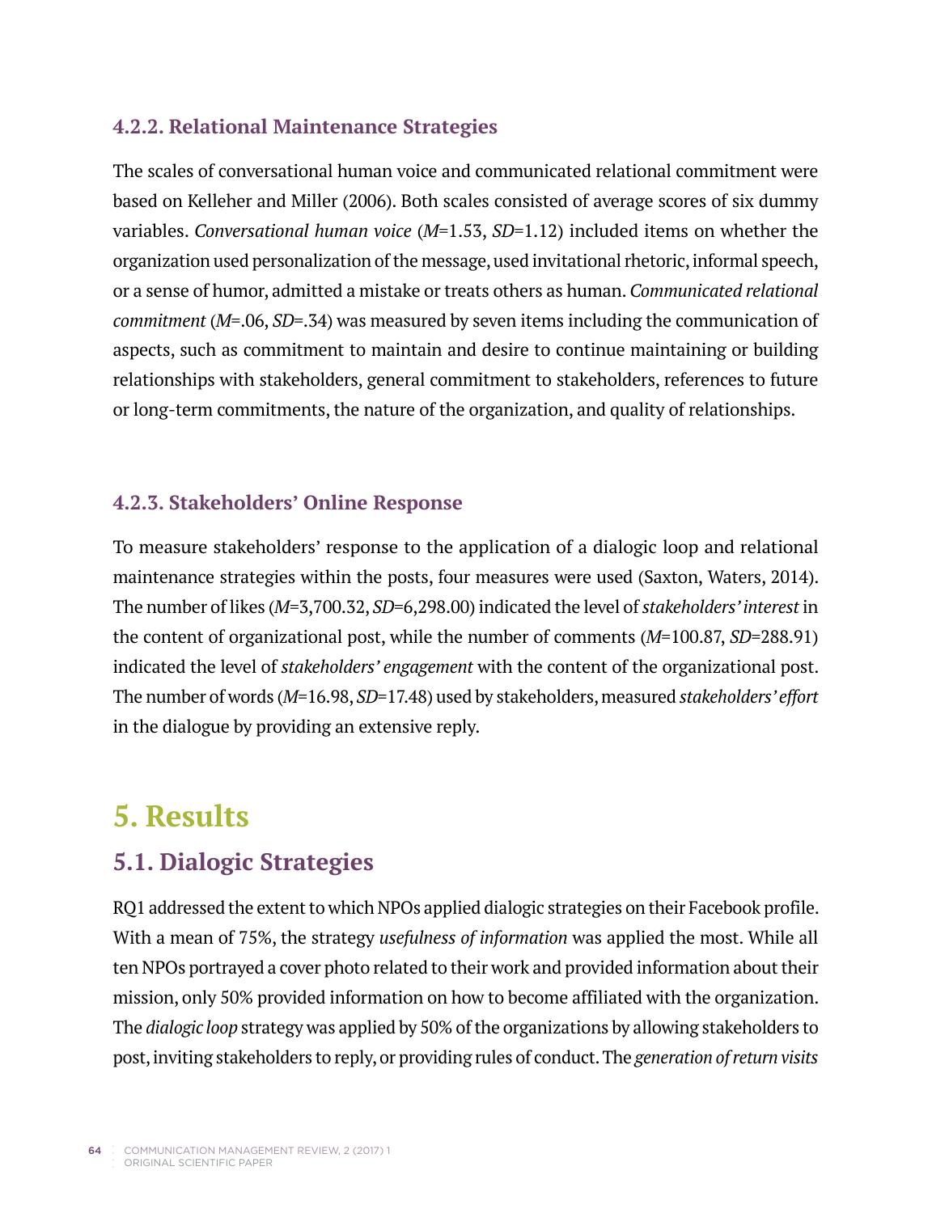### 4.2.2. Relational Maintenance Strategies

The scales of conversational human voice and communicated relational commitment were based on Kelleher and Miller (2006). Both scales consisted of average scores of six dummy variables. *Conversational human voice* (*M*=1.53, *SD*=1.12) included items on whether the organization used personalization of the message, used invitational rhetoric, informal speech, or a sense of humor, admitted a mistake or treats others as human. *Communicated relational commitment* (*M*=.06, *SD*=.34) was measured by seven items including the communication of aspects, such as commitment to maintain and desire to continue maintaining or building relationships with stakeholders, general commitment to stakeholders, references to future or long-term commitments, the nature of the organization, and quality of relationships.

### 4.2.3. Stakeholders' Online Response

To measure stakeholders' response to the application of a dialogic loop and relational maintenance strategies within the posts, four measures were used (Saxton, Waters, 2014). The number of likes (*M*=3,700.32, *SD*=6,298.00) indicated the level of *stakeholders' interest* in the content of organizational post, while the number of comments (*M*=100.87, *SD*=288.91) indicated the level of *stakeholders' engagement* with the content of the organizational post. The number of words (*M*=16.98, *SD*=17.48) used by stakeholders, measured *stakeholders' effort* in the dialogue by providing an extensive reply.

# 5. Results

## 5.1. Dialogic Strategies

RQ1 addressed the extent to which NPOs applied dialogic strategies on their Facebook profile. With a mean of 75%, the strategy *usefulness of information* was applied the most. While all ten NPOs portrayed a cover photo related to their work and provided information about their mission, only 50% provided information on how to become affiliated with the organization. The *dialogic loop* strategy was applied by 50% of the organizations by allowing stakeholders to post, inviting stakeholders to reply, or providing rules of conduct. The *generation of return visits*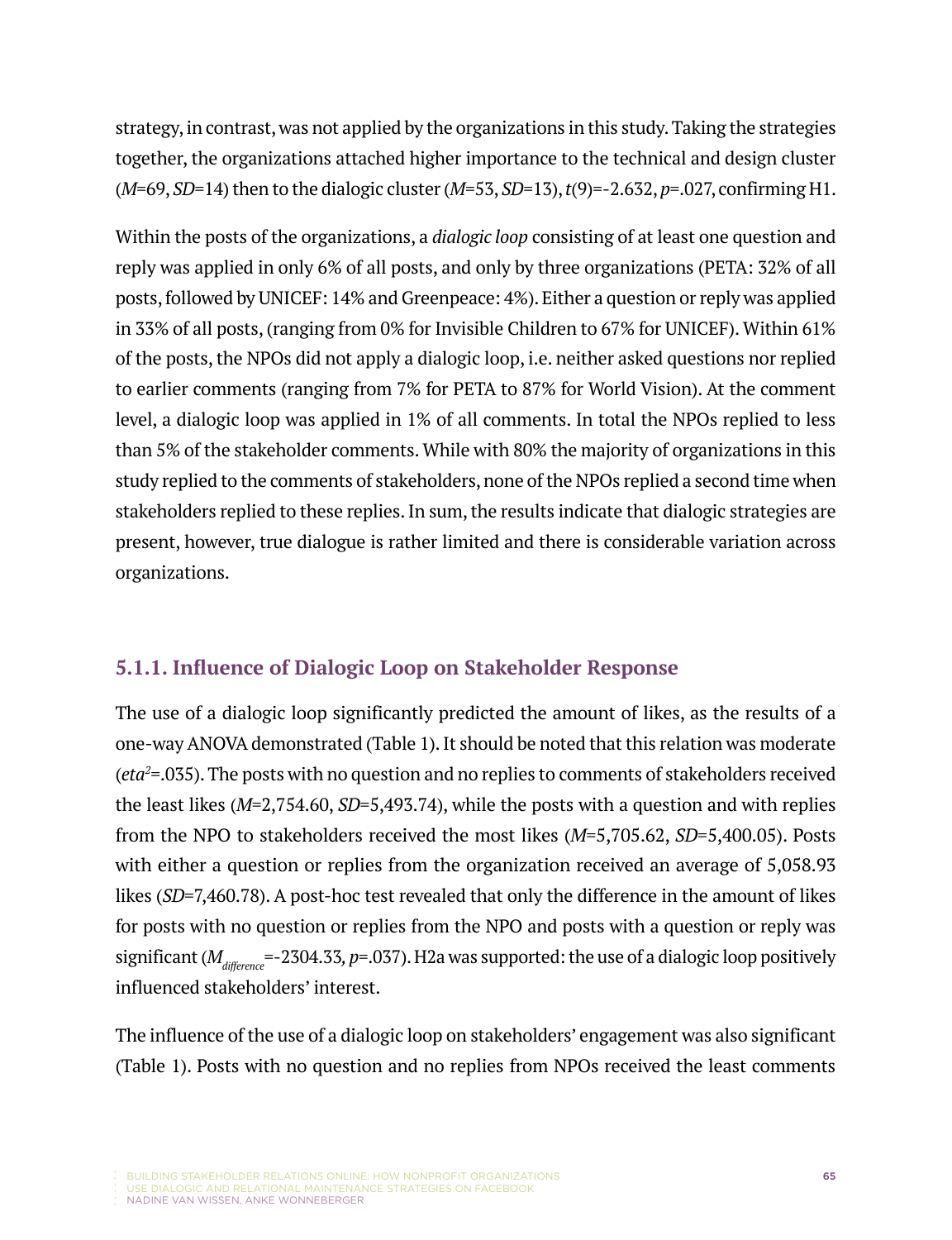strategy, in contrast, was not applied by the organizations in this study. Taking the strategies together, the organizations attached higher importance to the technical and design cluster (*M*=69, *SD*=14) then to the dialogic cluster (*M*=53, *SD*=13), $t(9)=-2.632$, $p=.027$, confirming H1.

Within the posts of the organizations, a *dialogic loop* consisting of at least one question and reply was applied in only 6% of all posts, and only by three organizations (PETA: 32% of all posts, followed by UNICEF: 14% and Greenpeace: 4%). Either a question or reply was applied in 33% of all posts, (ranging from 0% for Invisible Children to 67% for UNICEF). Within 61% of the posts, the NPOs did not apply a dialogic loop, i.e. neither asked questions nor replied to earlier comments (ranging from 7% for PETA to 87% for World Vision). At the comment level, a dialogic loop was applied in 1% of all comments. In total the NPOs replied to less than 5% of the stakeholder comments. While with 80% the majority of organizations in this study replied to the comments of stakeholders, none of the NPOs replied a second time when stakeholders replied to these replies. In sum, the results indicate that dialogic strategies are present, however, true dialogue is rather limited and there is considerable variation across organizations.

### 5.1.1. Influence of Dialogic Loop on Stakeholder Response

The use of a dialogic loop significantly predicted the amount of likes, as the results of a one-way ANOVA demonstrated (Table 1). It should be noted that this relation was moderate ($eta^2=.035$). The posts with no question and no replies to comments of stakeholders received the least likes (*M*=2,754.60, *SD*=5,493.74), while the posts with a question and with replies from the NPO to stakeholders received the most likes (*M*=5,705.62, *SD*=5,400.05). Posts with either a question or replies from the organization received an average of 5,058.93 likes (*SD*=7,460.78). A post-hoc test revealed that only the difference in the amount of likes for posts with no question or replies from the NPO and posts with a question or reply was significant ($M_{difference}=-2304.33$, $p=.037$). H2a was supported: the use of a dialogic loop positively influenced stakeholders' interest.

The influence of the use of a dialogic loop on stakeholders' engagement was also significant (Table 1). Posts with no question and no replies from NPOs received the least comments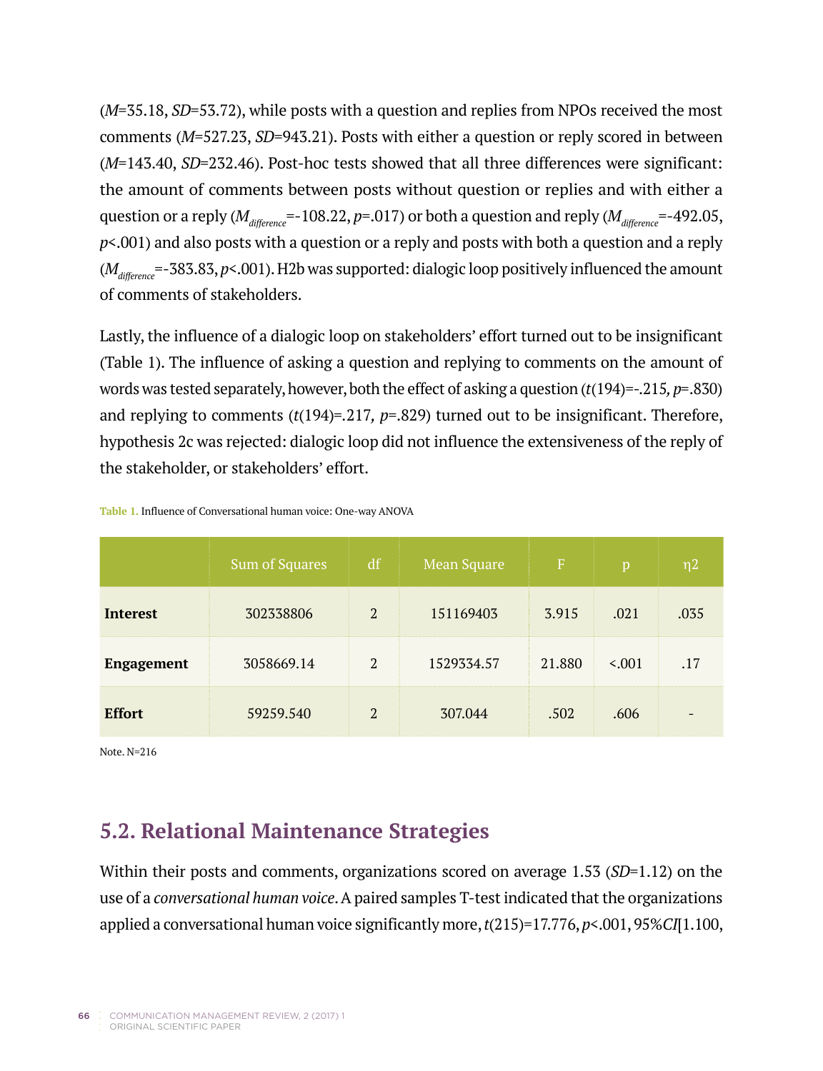($M$=35.18, $SD$=53.72), while posts with a question and replies from NPOs received the most comments ($M$=527.23, $SD$=943.21). Posts with either a question or reply scored in between ($M$=143.40, $SD$=232.46). Post-hoc tests showed that all three differences were significant: the amount of comments between posts without question or replies and with either a question or a reply ($M_{difference}$=-108.22, $p$=.017) or both a question and reply ($M_{difference}$=-492.05, $p$<.001) and also posts with a question or a reply and posts with both a question and a reply ($M_{difference}$=-383.83, $p$<.001). H2b was supported: dialogic loop positively influenced the amount of comments of stakeholders.

Lastly, the influence of a dialogic loop on stakeholders' effort turned out to be insignificant (Table 1). The influence of asking a question and replying to comments on the amount of words was tested separately, however, both the effect of asking a question ($t$(194)=-.215, $p$=.830) and replying to comments ($t$(194)=.217, $p$=.829) turned out to be insignificant. Therefore, hypothesis 2c was rejected: dialogic loop did not influence the extensiveness of the reply of the stakeholder, or stakeholders' effort.

**Table 1.** Influence of Conversational human voice: One-way ANOVA

| | Sum of Squares | df | Mean Square | F | p | η2 |
|---|---|---|---|---|---|---|
| **Interest** | 302338806 | 2 | 151169403 | 3.915 | .021 | .035 |
| **Engagement** | 3058669.14 | 2 | 1529334.57 | 21.880 | <.001 | .17 |
| **Effort** | 59259.540 | 2 | 307.044 | .502 | .606 | - |

Note. N=216

## 5.2. Relational Maintenance Strategies

Within their posts and comments, organizations scored on average 1.53 ($SD$=1.12) on the use of a *conversational human voice*. A paired samples T-test indicated that the organizations applied a conversational human voice significantly more, $t$(215)=17.776, $p$<.001, 95%$CI$[1.100,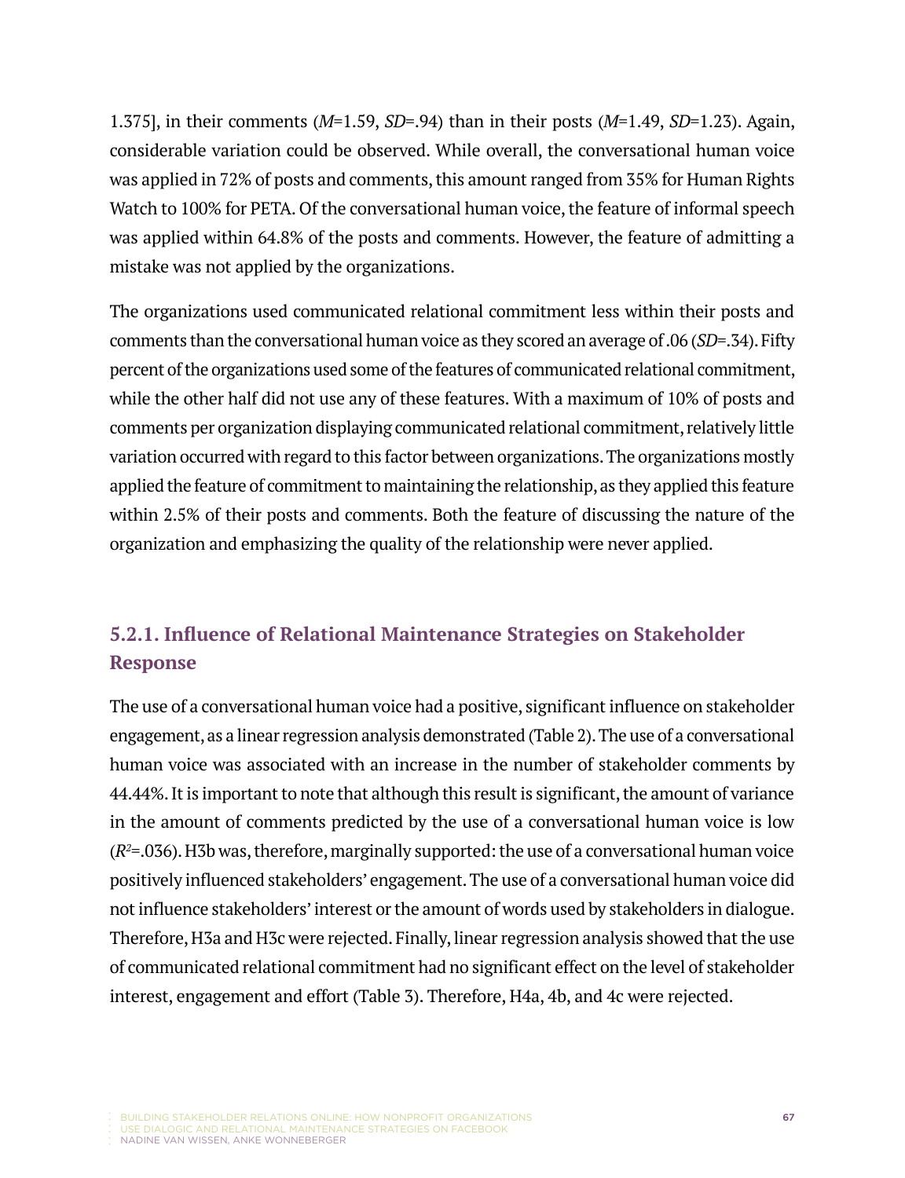1.375], in their comments (*M*=1.59, *SD*=.94) than in their posts (*M*=1.49, *SD*=1.23). Again, considerable variation could be observed. While overall, the conversational human voice was applied in 72% of posts and comments, this amount ranged from 35% for Human Rights Watch to 100% for PETA. Of the conversational human voice, the feature of informal speech was applied within 64.8% of the posts and comments. However, the feature of admitting a mistake was not applied by the organizations.

The organizations used communicated relational commitment less within their posts and comments than the conversational human voice as they scored an average of .06 (*SD*=.34). Fifty percent of the organizations used some of the features of communicated relational commitment, while the other half did not use any of these features. With a maximum of 10% of posts and comments per organization displaying communicated relational commitment, relatively little variation occurred with regard to this factor between organizations. The organizations mostly applied the feature of commitment to maintaining the relationship, as they applied this feature within 2.5% of their posts and comments. Both the feature of discussing the nature of the organization and emphasizing the quality of the relationship were never applied.

### 5.2.1. Influence of Relational Maintenance Strategies on Stakeholder Response

The use of a conversational human voice had a positive, significant influence on stakeholder engagement, as a linear regression analysis demonstrated (Table 2). The use of a conversational human voice was associated with an increase in the number of stakeholder comments by 44.44%. It is important to note that although this result is significant, the amount of variance in the amount of comments predicted by the use of a conversational human voice is low ($R^2$=.036). H3b was, therefore, marginally supported: the use of a conversational human voice positively influenced stakeholders' engagement. The use of a conversational human voice did not influence stakeholders' interest or the amount of words used by stakeholders in dialogue. Therefore, H3a and H3c were rejected. Finally, linear regression analysis showed that the use of communicated relational commitment had no significant effect on the level of stakeholder interest, engagement and effort (Table 3). Therefore, H4a, 4b, and 4c were rejected.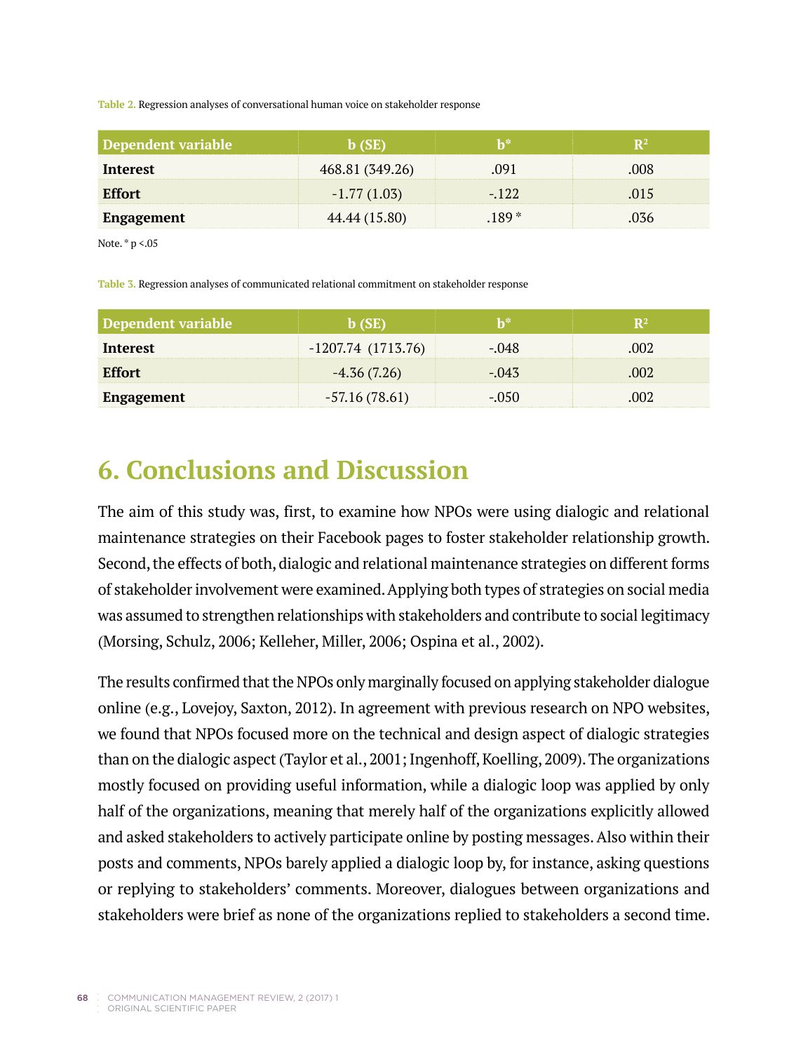Table 2. Regression analyses of conversational human voice on stakeholder response

| Dependent variable | b (SE) | b* | $R^2$ |
| --- | --- | --- | --- |
| **Interest** | 468.81 (349.26) | .091 | .008 |
| **Effort** | -1.77 (1.03) | -.122 | .015 |
| **Engagement** | 44.44 (15.80) | .189 * | .036 |

Note. * $p < .05$

Table 3. Regression analyses of communicated relational commitment on stakeholder response

| Dependent variable | b (SE) | b* | $R^2$ |
| --- | --- | --- | --- |
| **Interest** | -1207.74 (1713.76) | -.048 | .002 |
| **Effort** | -4.36 (7.26) | -.043 | .002 |
| **Engagement** | -57.16 (78.61) | -.050 | .002 |

# 6. Conclusions and Discussion

The aim of this study was, first, to examine how NPOs were using dialogic and relational maintenance strategies on their Facebook pages to foster stakeholder relationship growth. Second, the effects of both, dialogic and relational maintenance strategies on different forms of stakeholder involvement were examined. Applying both types of strategies on social media was assumed to strengthen relationships with stakeholders and contribute to social legitimacy (Morsing, Schulz, 2006; Kelleher, Miller, 2006; Ospina et al., 2002).

The results confirmed that the NPOs only marginally focused on applying stakeholder dialogue online (e.g., Lovejoy, Saxton, 2012). In agreement with previous research on NPO websites, we found that NPOs focused more on the technical and design aspect of dialogic strategies than on the dialogic aspect (Taylor et al., 2001; Ingenhoff, Koelling, 2009). The organizations mostly focused on providing useful information, while a dialogic loop was applied by only half of the organizations, meaning that merely half of the organizations explicitly allowed and asked stakeholders to actively participate online by posting messages. Also within their posts and comments, NPOs barely applied a dialogic loop by, for instance, asking questions or replying to stakeholders' comments. Moreover, dialogues between organizations and stakeholders were brief as none of the organizations replied to stakeholders a second time.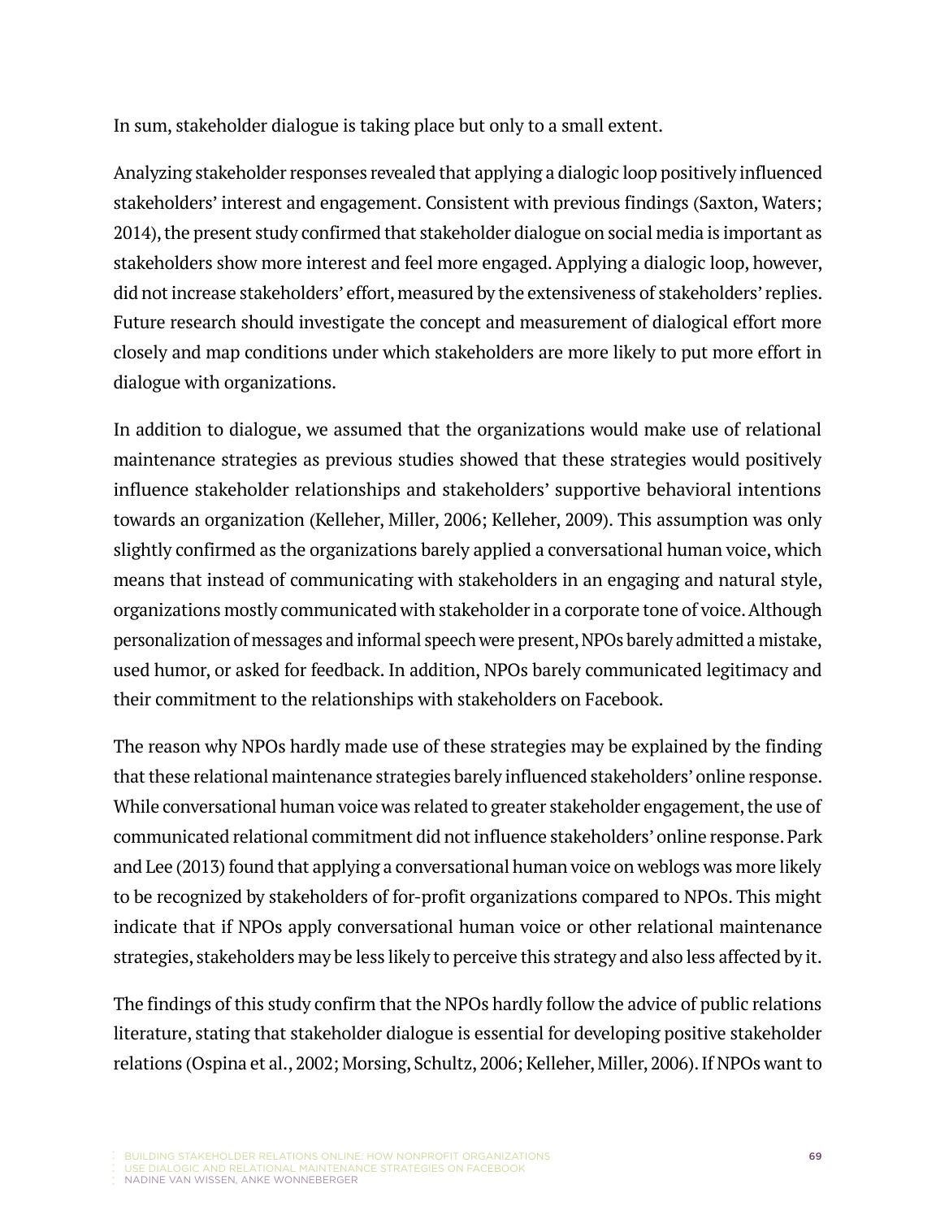In sum, stakeholder dialogue is taking place but only to a small extent.

Analyzing stakeholder responses revealed that applying a dialogic loop positively influenced stakeholders' interest and engagement. Consistent with previous findings (Saxton, Waters; 2014), the present study confirmed that stakeholder dialogue on social media is important as stakeholders show more interest and feel more engaged. Applying a dialogic loop, however, did not increase stakeholders' effort, measured by the extensiveness of stakeholders' replies. Future research should investigate the concept and measurement of dialogical effort more closely and map conditions under which stakeholders are more likely to put more effort in dialogue with organizations.

In addition to dialogue, we assumed that the organizations would make use of relational maintenance strategies as previous studies showed that these strategies would positively influence stakeholder relationships and stakeholders' supportive behavioral intentions towards an organization (Kelleher, Miller, 2006; Kelleher, 2009). This assumption was only slightly confirmed as the organizations barely applied a conversational human voice, which means that instead of communicating with stakeholders in an engaging and natural style, organizations mostly communicated with stakeholder in a corporate tone of voice. Although personalization of messages and informal speech were present, NPOs barely admitted a mistake, used humor, or asked for feedback. In addition, NPOs barely communicated legitimacy and their commitment to the relationships with stakeholders on Facebook.

The reason why NPOs hardly made use of these strategies may be explained by the finding that these relational maintenance strategies barely influenced stakeholders' online response. While conversational human voice was related to greater stakeholder engagement, the use of communicated relational commitment did not influence stakeholders' online response. Park and Lee (2013) found that applying a conversational human voice on weblogs was more likely to be recognized by stakeholders of for-profit organizations compared to NPOs. This might indicate that if NPOs apply conversational human voice or other relational maintenance strategies, stakeholders may be less likely to perceive this strategy and also less affected by it.

The findings of this study confirm that the NPOs hardly follow the advice of public relations literature, stating that stakeholder dialogue is essential for developing positive stakeholder relations (Ospina et al., 2002; Morsing, Schultz, 2006; Kelleher, Miller, 2006). If NPOs want to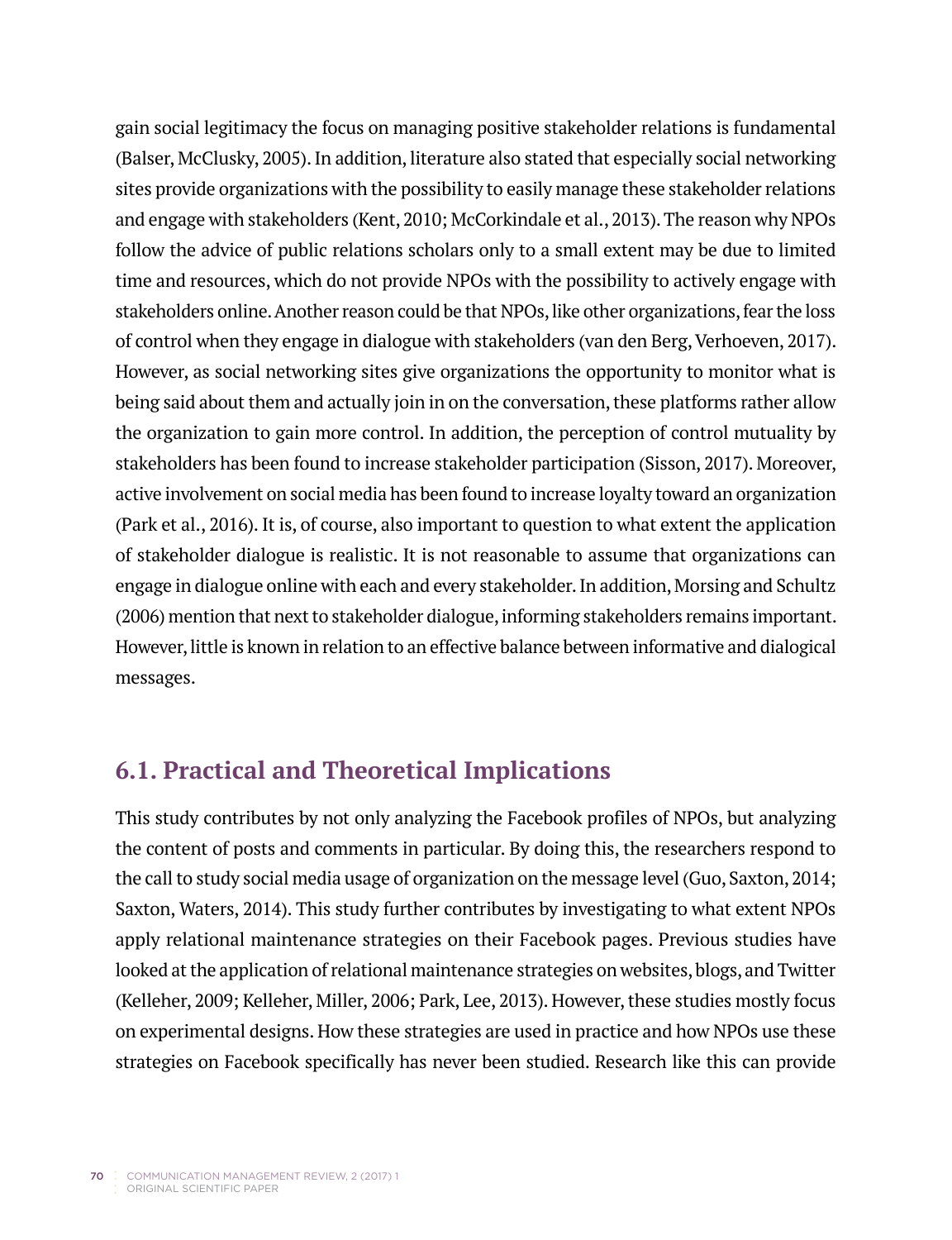gain social legitimacy the focus on managing positive stakeholder relations is fundamental (Balser, McClusky, 2005). In addition, literature also stated that especially social networking sites provide organizations with the possibility to easily manage these stakeholder relations and engage with stakeholders (Kent, 2010; McCorkindale et al., 2013). The reason why NPOs follow the advice of public relations scholars only to a small extent may be due to limited time and resources, which do not provide NPOs with the possibility to actively engage with stakeholders online. Another reason could be that NPOs, like other organizations, fear the loss of control when they engage in dialogue with stakeholders (van den Berg, Verhoeven, 2017). However, as social networking sites give organizations the opportunity to monitor what is being said about them and actually join in on the conversation, these platforms rather allow the organization to gain more control. In addition, the perception of control mutuality by stakeholders has been found to increase stakeholder participation (Sisson, 2017). Moreover, active involvement on social media has been found to increase loyalty toward an organization (Park et al., 2016). It is, of course, also important to question to what extent the application of stakeholder dialogue is realistic. It is not reasonable to assume that organizations can engage in dialogue online with each and every stakeholder. In addition, Morsing and Schultz (2006) mention that next to stakeholder dialogue, informing stakeholders remains important. However, little is known in relation to an effective balance between informative and dialogical messages.

## 6.1. Practical and Theoretical Implications

This study contributes by not only analyzing the Facebook profiles of NPOs, but analyzing the content of posts and comments in particular. By doing this, the researchers respond to the call to study social media usage of organization on the message level (Guo, Saxton, 2014; Saxton, Waters, 2014). This study further contributes by investigating to what extent NPOs apply relational maintenance strategies on their Facebook pages. Previous studies have looked at the application of relational maintenance strategies on websites, blogs, and Twitter (Kelleher, 2009; Kelleher, Miller, 2006; Park, Lee, 2013). However, these studies mostly focus on experimental designs. How these strategies are used in practice and how NPOs use these strategies on Facebook specifically has never been studied. Research like this can provide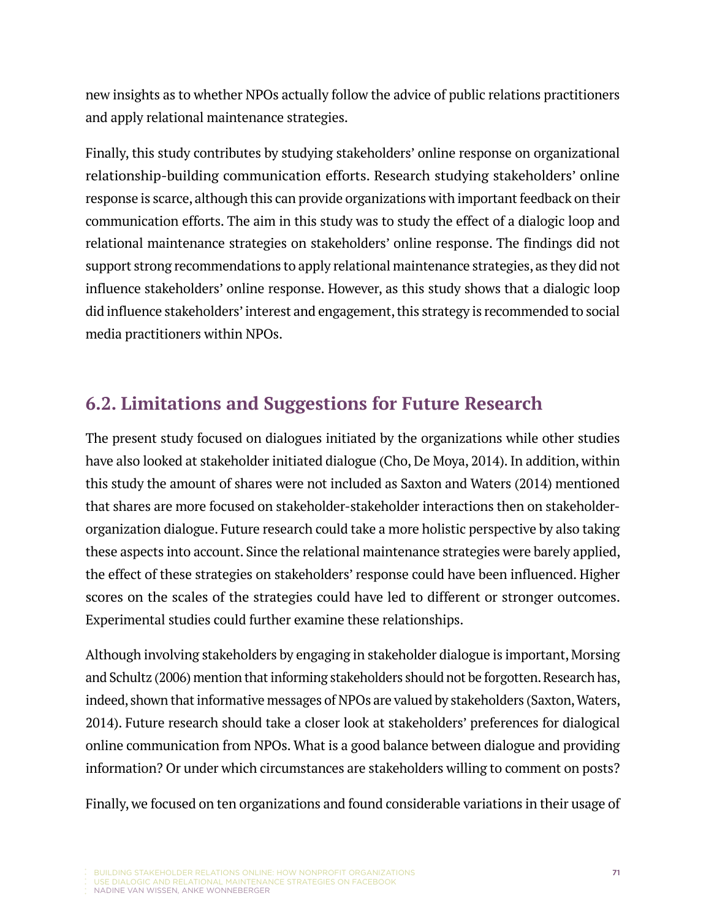new insights as to whether NPOs actually follow the advice of public relations practitioners and apply relational maintenance strategies.

Finally, this study contributes by studying stakeholders' online response on organizational relationship-building communication efforts. Research studying stakeholders' online response is scarce, although this can provide organizations with important feedback on their communication efforts. The aim in this study was to study the effect of a dialogic loop and relational maintenance strategies on stakeholders' online response. The findings did not support strong recommendations to apply relational maintenance strategies, as they did not influence stakeholders' online response. However, as this study shows that a dialogic loop did influence stakeholders' interest and engagement, this strategy is recommended to social media practitioners within NPOs.

## 6.2. Limitations and Suggestions for Future Research

The present study focused on dialogues initiated by the organizations while other studies have also looked at stakeholder initiated dialogue (Cho, De Moya, 2014). In addition, within this study the amount of shares were not included as Saxton and Waters (2014) mentioned that shares are more focused on stakeholder-stakeholder interactions then on stakeholder-organization dialogue. Future research could take a more holistic perspective by also taking these aspects into account. Since the relational maintenance strategies were barely applied, the effect of these strategies on stakeholders' response could have been influenced. Higher scores on the scales of the strategies could have led to different or stronger outcomes. Experimental studies could further examine these relationships.

Although involving stakeholders by engaging in stakeholder dialogue is important, Morsing and Schultz (2006) mention that informing stakeholders should not be forgotten. Research has, indeed, shown that informative messages of NPOs are valued by stakeholders (Saxton, Waters, 2014). Future research should take a closer look at stakeholders' preferences for dialogical online communication from NPOs. What is a good balance between dialogue and providing information? Or under which circumstances are stakeholders willing to comment on posts?

Finally, we focused on ten organizations and found considerable variations in their usage of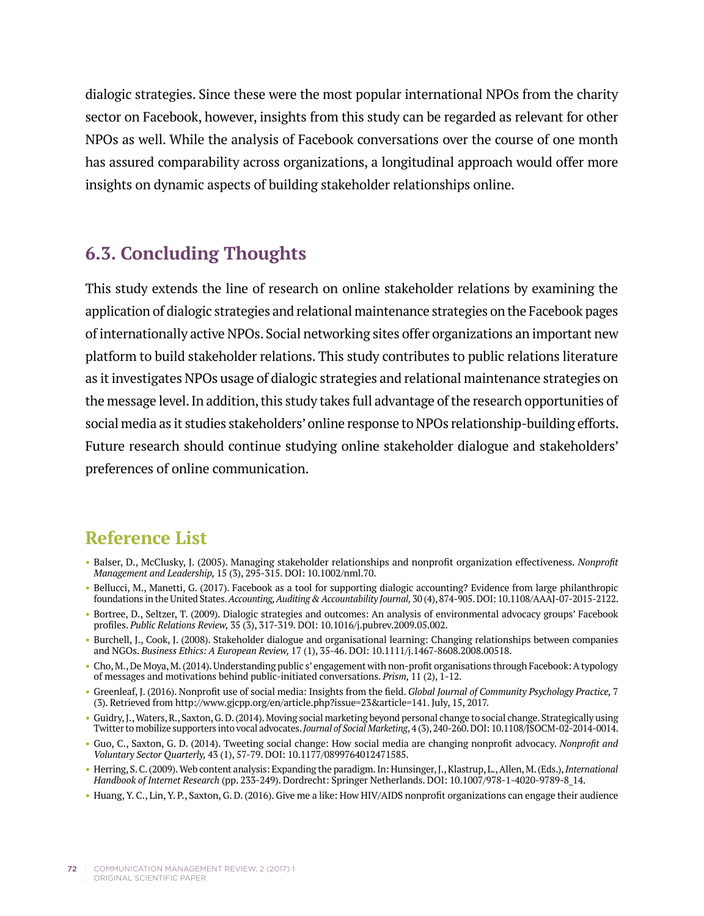dialogic strategies. Since these were the most popular international NPOs from the charity sector on Facebook, however, insights from this study can be regarded as relevant for other NPOs as well. While the analysis of Facebook conversations over the course of one month has assured comparability across organizations, a longitudinal approach would offer more insights on dynamic aspects of building stakeholder relationships online.

## 6.3. Concluding Thoughts

This study extends the line of research on online stakeholder relations by examining the application of dialogic strategies and relational maintenance strategies on the Facebook pages of internationally active NPOs. Social networking sites offer organizations an important new platform to build stakeholder relations. This study contributes to public relations literature as it investigates NPOs usage of dialogic strategies and relational maintenance strategies on the message level. In addition, this study takes full advantage of the research opportunities of social media as it studies stakeholders' online response to NPOs relationship-building efforts. Future research should continue studying online stakeholder dialogue and stakeholders' preferences of online communication.

## Reference List

- Balser, D., McClusky, J. (2005). Managing stakeholder relationships and nonprofit organization effectiveness. *Nonprofit Management and Leadership,* 15 (3), 295-315. DOI: 10.1002/nml.70.
- Bellucci, M., Manetti, G. (2017). Facebook as a tool for supporting dialogic accounting? Evidence from large philanthropic foundations in the United States. *Accounting, Auditing & Accountability Journal,* 30 (4), 874-905. DOI: 10.1108/AAAJ-07-2015-2122.
- Bortree, D., Seltzer, T. (2009). Dialogic strategies and outcomes: An analysis of environmental advocacy groups' Facebook profiles. *Public Relations Review,* 35 (3), 317-319. DOI: 10.1016/j.pubrev.2009.05.002.
- Burchell, J., Cook, J. (2008). Stakeholder dialogue and organisational learning: Changing relationships between companies and NGOs. *Business Ethics: A European Review,* 17 (1), 35-46. DOI: 10.1111/j.1467-8608.2008.00518.
- Cho, M., De Moya, M. (2014). Understanding public s' engagement with non-profit organisations through Facebook: A typology of messages and motivations behind public-initiated conversations. *Prism,* 11 (2), 1-12.
- Greenleaf, J. (2016). Nonprofit use of social media: Insights from the field. *Global Journal of Community Psychology Practice,* 7 (3). Retrieved from http://www.gjcpp.org/en/article.php?issue=23&article=141. July, 15, 2017.
- Guidry, J., Waters, R., Saxton, G. D. (2014). Moving social marketing beyond personal change to social change. Strategically using Twitter to mobilize supporters into vocal advocates. *Journal of Social Marketing*, 4 (3), 240-260. DOI: 10.1108/JSOCM-02-2014-0014.
- Guo, C., Saxton, G. D. (2014). Tweeting social change: How social media are changing nonprofit advocacy. *Nonprofit and Voluntary Sector Quarterly,* 43 (1), 57-79. DOI: 10.1177/0899764012471585.
- Herring, S. C. (2009). Web content analysis: Expanding the paradigm. In: Hunsinger, J., Klastrup, L., Allen, M. (Eds.), *International Handbook of Internet Research* (pp. 233-249). Dordrecht: Springer Netherlands. DOI: 10.1007/978-1-4020-9789-8_14.
- Huang, Y. C., Lin, Y. P., Saxton, G. D. (2016). Give me a like: How HIV/AIDS nonprofit organizations can engage their audience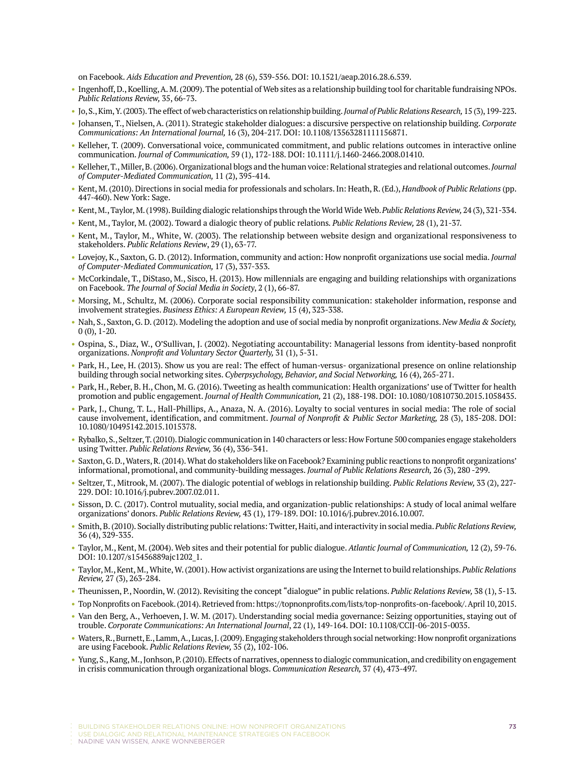on Facebook. *Aids Education and Prevention,* 28 (6), 539-556. DOI: 10.1521/aeap.2016.28.6.539.

- Ingenhoff, D., Koelling, A. M. (2009). The potential of Web sites as a relationship building tool for charitable fundraising NPOs. *Public Relations Review,* 35, 66-73.
- Jo, S., Kim, Y. (2003). The effect of web characteristics on relationship building. *Journal of Public Relations Research,* 15 (3), 199-223.
- Johansen, T., Nielsen, A. (2011). Strategic stakeholder dialogues: a discursive perspective on relationship building. *Corporate Communications: An International Journal,* 16 (3), 204-217. DOI: 10.1108/13563281111156871.
- Kelleher, T. (2009). Conversational voice, communicated commitment, and public relations outcomes in interactive online communication. *Journal of Communication,* 59 (1), 172-188. DOI: 10.1111/j.1460-2466.2008.01410.
- Kelleher, T., Miller, B. (2006). Organizational blogs and the human voice: Relational strategies and relational outcomes. *Journal of Computer-Mediated Communication,* 11 (2), 395-414.
- Kent, M. (2010). Directions in social media for professionals and scholars. In: Heath, R. (Ed.), *Handbook of Public Relations* (pp. 447-460). New York: Sage.
- Kent, M., Taylor, M. (1998). Building dialogic relationships through the World Wide Web. *Public Relations Review,* 24 (3), 321-334.
- Kent, M., Taylor, M. (2002). Toward a dialogic theory of public relations. *Public Relations Review,* 28 (1), 21-37.
- Kent, M., Taylor, M., White, W. (2003). The relationship between website design and organizational responsiveness to stakeholders. *Public Relations Review*, 29 (1), 63-77.
- Lovejoy, K., Saxton, G. D. (2012). Information, community and action: How nonprofit organizations use social media. *Journal of Computer-Mediated Communication,* 17 (3), 337-353.
- McCorkindale, T., DiStaso, M., Sisco, H. (2013). How millennials are engaging and building relationships with organizations on Facebook. *The Journal of Social Media in Society*, 2 (1), 66-87.
- Morsing, M., Schultz, M. (2006). Corporate social responsibility communication: stakeholder information, response and involvement strategies. *Business Ethics: A European Review,* 15 (4), 323-338.
- Nah, S., Saxton, G. D. (2012). Modeling the adoption and use of social media by nonprofit organizations. *New Media & Society,* 0 (0), 1-20.
- Ospina, S., Diaz, W., O'Sullivan, J. (2002). Negotiating accountability: Managerial lessons from identity-based nonprofit organizations. *Nonprofit and Voluntary Sector Quarterly,* 31 (1), 5-31.
- Park, H., Lee, H. (2013). Show us you are real: The effect of human-versus- organizational presence on online relationship building through social networking sites. *Cyberpsychology, Behavior, and Social Networking,* 16 (4), 265-271.
- Park, H., Reber, B. H., Chon, M. G. (2016). Tweeting as health communication: Health organizations' use of Twitter for health promotion and public engagement. *Journal of Health Communication,* 21 (2), 188-198. DOI: 10.1080/10810730.2015.1058435.
- Park, J., Chung, T. L., Hall-Phillips, A., Anaza, N. A. (2016). Loyalty to social ventures in social media: The role of social cause involvement, identification, and commitment. *Journal of Nonprofit & Public Sector Marketing,* 28 (3), 185-208. DOI: 10.1080/10495142.2015.1015378.
- Rybalko, S., Seltzer, T. (2010). Dialogic communication in 140 characters or less: How Fortune 500 companies engage stakeholders using Twitter. *Public Relations Review,* 36 (4), 336-341.
- Saxton, G. D., Waters, R. (2014). What do stakeholders like on Facebook? Examining public reactions to nonprofit organizations' informational, promotional, and community-building messages. *Journal of Public Relations Research,* 26 (3), 280 -299.
- Seltzer, T., Mitrook, M. (2007). The dialogic potential of weblogs in relationship building. *Public Relations Review,* 33 (2), 227-229. DOI: 10.1016/j.pubrev.2007.02.011.
- Sisson, D. C. (2017). Control mutuality, social media, and organization-public relationships: A study of local animal welfare organizations' donors. *Public Relations Review,* 43 (1), 179-189. DOI: 10.1016/j.pubrev.2016.10.007.
- Smith, B. (2010). Socially distributing public relations: Twitter, Haiti, and interactivity in social media. *Public Relations Review,* 36 (4), 329-335.
- Taylor, M., Kent, M. (2004). Web sites and their potential for public dialogue. *Atlantic Journal of Communication,* 12 (2), 59-76. DOI: 10.1207/s15456889ajc1202_1.
- Taylor, M., Kent, M., White, W. (2001). How activist organizations are using the Internet to build relationships. *Public Relations Review,* 27 (3), 263-284.
- Theunissen, P., Noordin, W. (2012). Revisiting the concept "dialogue" in public relations. *Public Relations Review,* 38 (1), 5-13.
- Top Nonprofits on Facebook. (2014). Retrieved from: https://topnonprofits.com/lists/top-nonprofits-on-facebook/. April 10, 2015.
- Van den Berg, A., Verhoeven, J. W. M. (2017). Understanding social media governance: Seizing opportunities, staying out of trouble. *Corporate Communications: An International Journal*, 22 (1), 149-164. DOI: 10.1108/CCIJ-06-2015-0035.
- Waters, R., Burnett, E., Lamm, A., Lucas, J. (2009). Engaging stakeholders through social networking: How nonprofit organizations are using Facebook. *Public Relations Review,* 35 (2), 102-106.
- Yung, S., Kang, M., Jonhson, P. (2010). Effects of narratives, openness to dialogic communication, and credibility on engagement in crisis communication through organizational blogs. *Communication Research,* 37 (4), 473-497.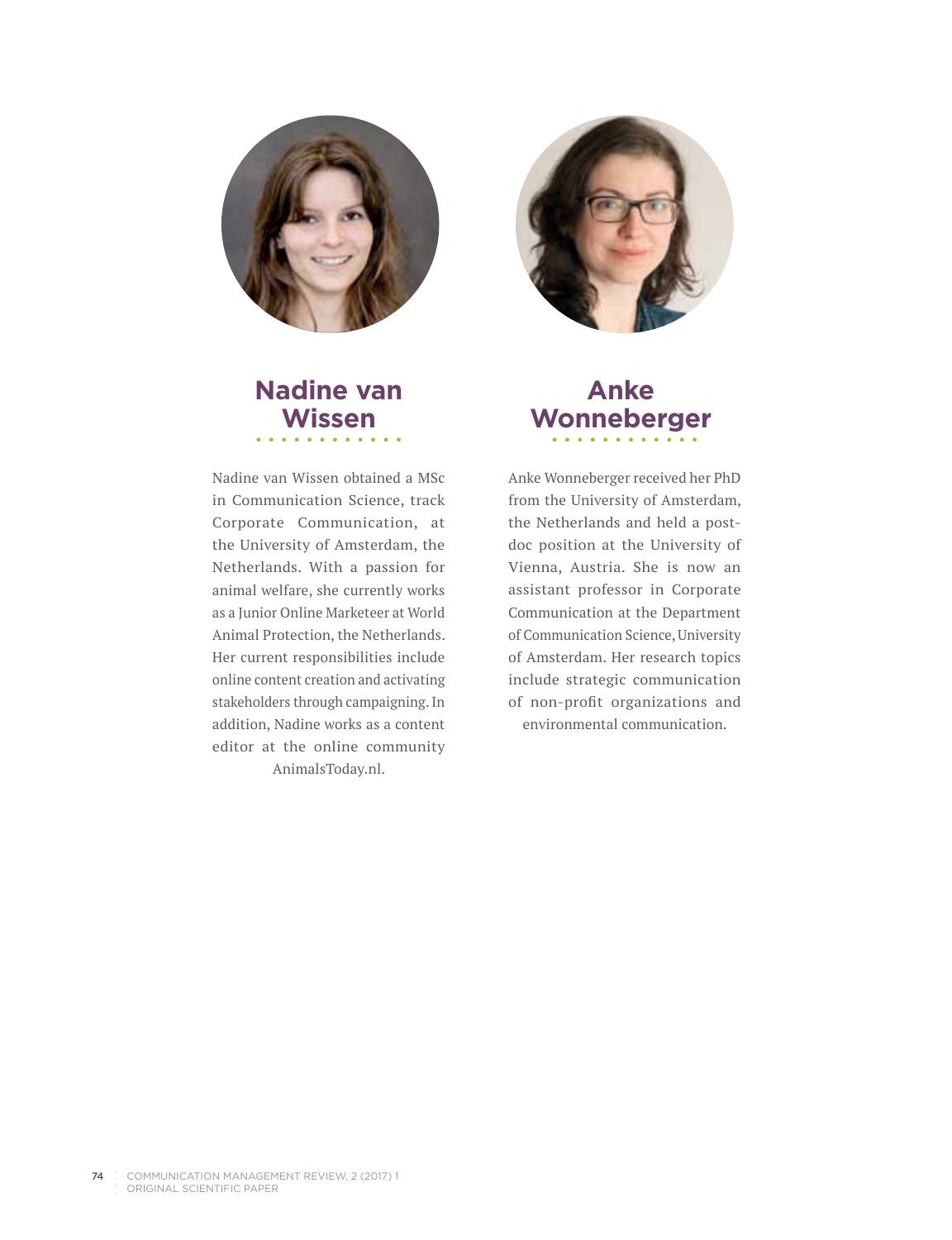## Nadine van Wissen

Nadine van Wissen obtained a MSc in Communication Science, track Corporate Communication, at the University of Amsterdam, the Netherlands. With a passion for animal welfare, she currently works as a Junior Online Marketeer at World Animal Protection, the Netherlands. Her current responsibilities include online content creation and activating stakeholders through campaigning. In addition, Nadine works as a content editor at the online community AnimalsToday.nl.

## Anke Wonneberger

Anke Wonneberger received her PhD from the University of Amsterdam, the Netherlands and held a post-doc position at the University of Vienna, Austria. She is now an assistant professor in Corporate Communication at the Department of Communication Science, University of Amsterdam. Her research topics include strategic communication of non-profit organizations and environmental communication.